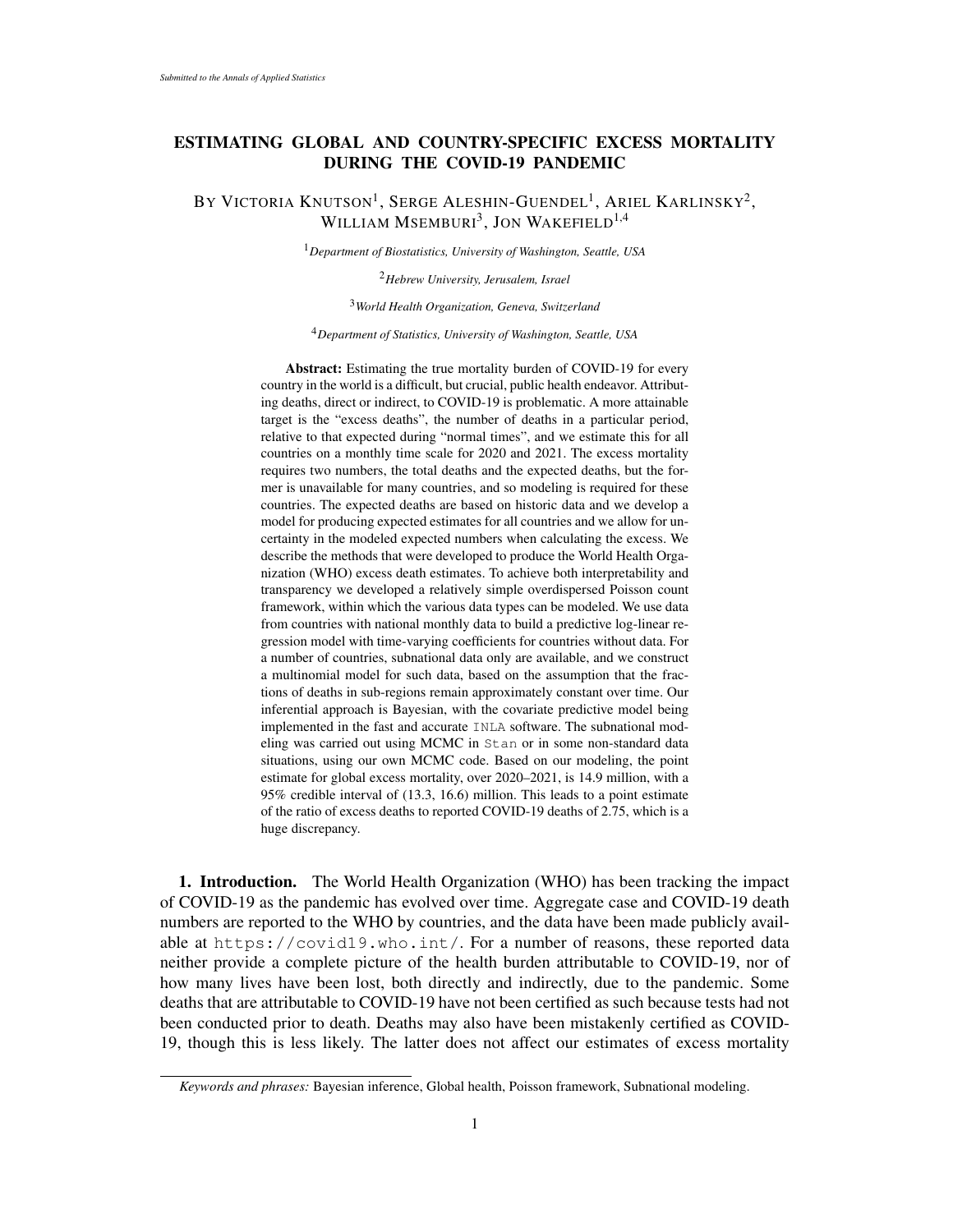# ESTIMATING GLOBAL AND COUNTRY-SPECIFIC EXCESS MORTALITY DURING THE COVID-19 PANDEMIC

BY VICTORIA KNUTSON[1], SERGE ALESHIN-GUENDEL[1], ARIEL KARLINSKY[2], WILLIAM MSEMBURI[3], JON WAKEFIELD[1,4]

[1]*Department of Biostatistics, University of Washington, Seattle, USA*

[2]*Hebrew University, Jerusalem, Israel*

[3]*World Health Organization, Geneva, Switzerland*

[4]*Department of Statistics, University of Washington, Seattle, USA*

**Abstract:** Estimating the true mortality burden of COVID-19 for every country in the world is a difficult, but crucial, public health endeavor. Attributing deaths, direct or indirect, to COVID-19 is problematic. A more attainable target is the "excess deaths", the number of deaths in a particular period, relative to that expected during "normal times", and we estimate this for all countries on a monthly time scale for 2020 and 2021. The excess mortality requires two numbers, the total deaths and the expected deaths, but the former is unavailable for many countries, and so modeling is required for these countries. The expected deaths are based on historic data and we develop a model for producing expected estimates for all countries and we allow for uncertainty in the modeled expected numbers when calculating the excess. We describe the methods that were developed to produce the World Health Organization (WHO) excess death estimates. To achieve both interpretability and transparency we developed a relatively simple overdispersed Poisson count framework, within which the various data types can be modeled. We use data from countries with national monthly data to build a predictive log-linear regression model with time-varying coefficients for countries without data. For a number of countries, subnational data only are available, and we construct a multinomial model for such data, based on the assumption that the fractions of deaths in sub-regions remain approximately constant over time. Our inferential approach is Bayesian, with the covariate predictive model being implemented in the fast and accurate `INLA` software. The subnational modeling was carried out using MCMC in `Stan` or in some non-standard data situations, using our own MCMC code. Based on our modeling, the point estimate for global excess mortality, over 2020–2021, is 14.9 million, with a 95% credible interval of (13.3, 16.6) million. This leads to a point estimate of the ratio of excess deaths to reported COVID-19 deaths of 2.75, which is a huge discrepancy.

**1. Introduction.** The World Health Organization (WHO) has been tracking the impact of COVID-19 as the pandemic has evolved over time. Aggregate case and COVID-19 death numbers are reported to the WHO by countries, and the data have been made publicly available at https://covid19.who.int/. For a number of reasons, these reported data neither provide a complete picture of the health burden attributable to COVID-19, nor of how many lives have been lost, both directly and indirectly, due to the pandemic. Some deaths that are attributable to COVID-19 have not been certified as such because tests had not been conducted prior to death. Deaths may also have been mistakenly certified as COVID-19, though this is less likely. The latter does not affect our estimates of excess mortality

*Keywords and phrases:* Bayesian inference, Global health, Poisson framework, Subnational modeling.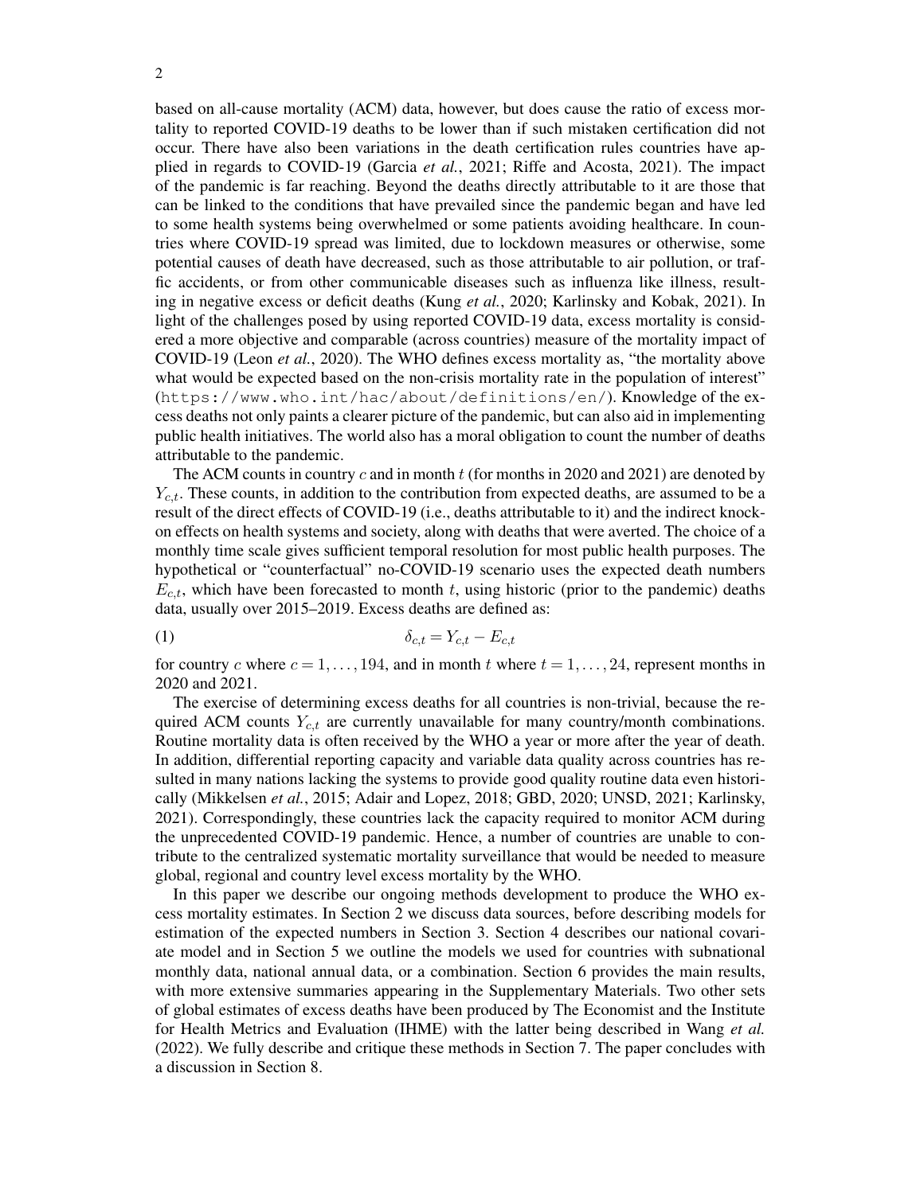based on all-cause mortality (ACM) data, however, but does cause the ratio of excess mortality to reported COVID-19 deaths to be lower than if such mistaken certification did not occur. There have also been variations in the death certification rules countries have applied in regards to COVID-19 (Garcia *et al.*, 2021; Riffe and Acosta, 2021). The impact of the pandemic is far reaching. Beyond the deaths directly attributable to it are those that can be linked to the conditions that have prevailed since the pandemic began and have led to some health systems being overwhelmed or some patients avoiding healthcare. In countries where COVID-19 spread was limited, due to lockdown measures or otherwise, some potential causes of death have decreased, such as those attributable to air pollution, or traffic accidents, or from other communicable diseases such as influenza like illness, resulting in negative excess or deficit deaths (Kung *et al.*, 2020; Karlinsky and Kobak, 2021). In light of the challenges posed by using reported COVID-19 data, excess mortality is considered a more objective and comparable (across countries) measure of the mortality impact of COVID-19 (Leon *et al.*, 2020). The WHO defines excess mortality as, "the mortality above what would be expected based on the non-crisis mortality rate in the population of interest" (`https://www.who.int/hac/about/definitions/en/`). Knowledge of the excess deaths not only paints a clearer picture of the pandemic, but can also aid in implementing public health initiatives. The world also has a moral obligation to count the number of deaths attributable to the pandemic.

The ACM counts in country $c$ and in month $t$ (for months in 2020 and 2021) are denoted by $Y_{c,t}$. These counts, in addition to the contribution from expected deaths, are assumed to be a result of the direct effects of COVID-19 (i.e., deaths attributable to it) and the indirect knock-on effects on health systems and society, along with deaths that were averted. The choice of a monthly time scale gives sufficient temporal resolution for most public health purposes. The hypothetical or "counterfactual" no-COVID-19 scenario uses the expected death numbers $E_{c,t}$, which have been forecasted to month $t$, using historic (prior to the pandemic) deaths data, usually over 2015–2019. Excess deaths are defined as:

$$\delta_{c,t} = Y_{c,t} - E_{c,t} \tag{1}$$

for country $c$ where $c = 1, \ldots, 194$, and in month $t$ where $t = 1, \ldots, 24$, represent months in 2020 and 2021.

The exercise of determining excess deaths for all countries is non-trivial, because the required ACM counts $Y_{c,t}$ are currently unavailable for many country/month combinations. Routine mortality data is often received by the WHO a year or more after the year of death. In addition, differential reporting capacity and variable data quality across countries has resulted in many nations lacking the systems to provide good quality routine data even historically (Mikkelsen *et al.*, 2015; Adair and Lopez, 2018; GBD, 2020; UNSD, 2021; Karlinsky, 2021). Correspondingly, these countries lack the capacity required to monitor ACM during the unprecedented COVID-19 pandemic. Hence, a number of countries are unable to contribute to the centralized systematic mortality surveillance that would be needed to measure global, regional and country level excess mortality by the WHO.

In this paper we describe our ongoing methods development to produce the WHO excess mortality estimates. In Section 2 we discuss data sources, before describing models for estimation of the expected numbers in Section 3. Section 4 describes our national covariate model and in Section 5 we outline the models we used for countries with subnational monthly data, national annual data, or a combination. Section 6 provides the main results, with more extensive summaries appearing in the Supplementary Materials. Two other sets of global estimates of excess deaths have been produced by The Economist and the Institute for Health Metrics and Evaluation (IHME) with the latter being described in Wang *et al.* (2022). We fully describe and critique these methods in Section 7. The paper concludes with a discussion in Section 8.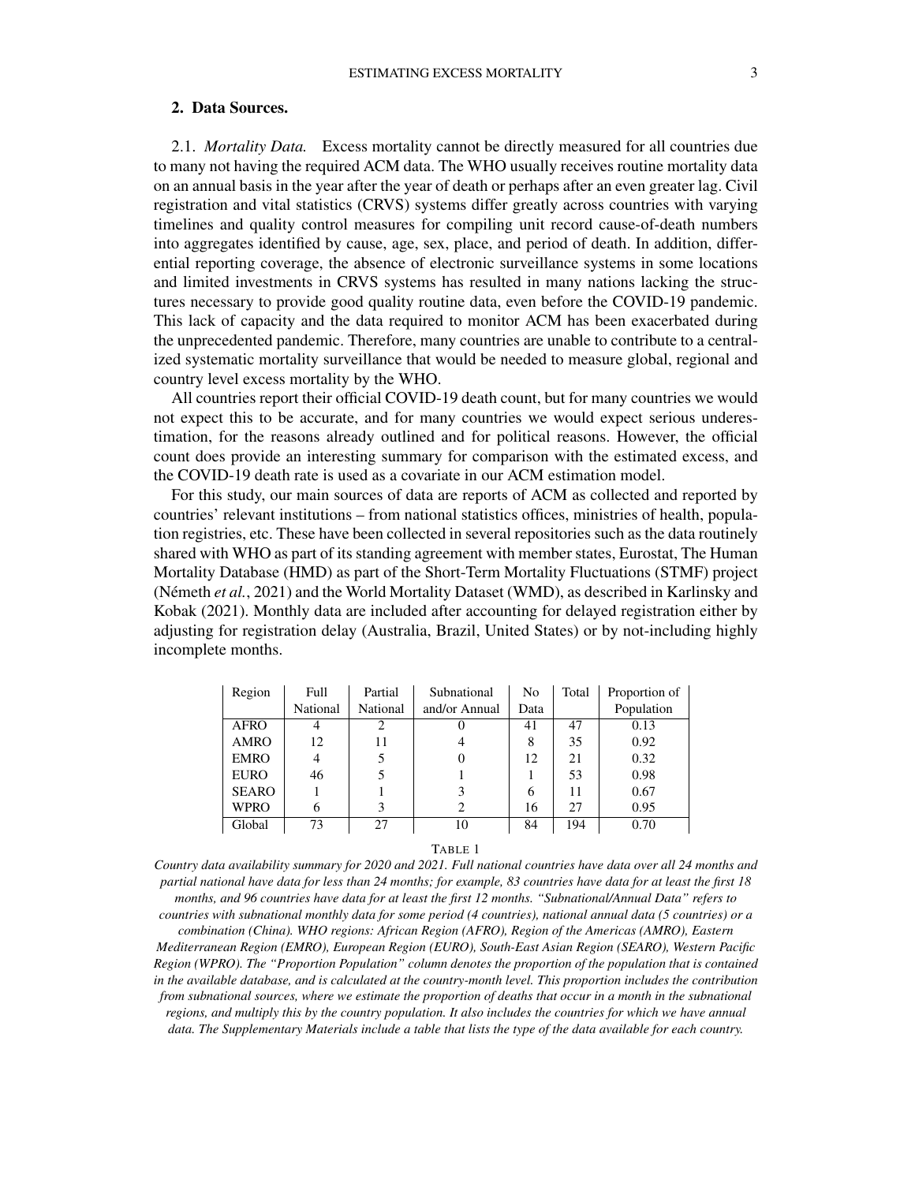## 2. Data Sources.

2.1. *Mortality Data.* Excess mortality cannot be directly measured for all countries due to many not having the required ACM data. The WHO usually receives routine mortality data on an annual basis in the year after the year of death or perhaps after an even greater lag. Civil registration and vital statistics (CRVS) systems differ greatly across countries with varying timelines and quality control measures for compiling unit record cause-of-death numbers into aggregates identified by cause, age, sex, place, and period of death. In addition, differential reporting coverage, the absence of electronic surveillance systems in some locations and limited investments in CRVS systems has resulted in many nations lacking the structures necessary to provide good quality routine data, even before the COVID-19 pandemic. This lack of capacity and the data required to monitor ACM has been exacerbated during the unprecedented pandemic. Therefore, many countries are unable to contribute to a centralized systematic mortality surveillance that would be needed to measure global, regional and country level excess mortality by the WHO.

All countries report their official COVID-19 death count, but for many countries we would not expect this to be accurate, and for many countries we would expect serious underestimation, for the reasons already outlined and for political reasons. However, the official count does provide an interesting summary for comparison with the estimated excess, and the COVID-19 death rate is used as a covariate in our ACM estimation model.

For this study, our main sources of data are reports of ACM as collected and reported by countries' relevant institutions – from national statistics offices, ministries of health, population registries, etc. These have been collected in several repositories such as the data routinely shared with WHO as part of its standing agreement with member states, Eurostat, The Human Mortality Database (HMD) as part of the Short-Term Mortality Fluctuations (STMF) project (Németh *et al.*, 2021) and the World Mortality Dataset (WMD), as described in Karlinsky and Kobak (2021). Monthly data are included after accounting for delayed registration either by adjusting for registration delay (Australia, Brazil, United States) or by not-including highly incomplete months.

| Region | Full National | Partial National | Subnational and/or Annual | No Data | Total | Proportion of Population |
|---|---|---|---|---|---|---|
| AFRO | 4 | 2 | 0 | 41 | 47 | 0.13 |
| AMRO | 12 | 11 | 4 | 8 | 35 | 0.92 |
| EMRO | 4 | 5 | 0 | 12 | 21 | 0.32 |
| EURO | 46 | 5 | 1 | 1 | 53 | 0.98 |
| SEARO | 1 | 1 | 3 | 6 | 11 | 0.67 |
| WPRO | 6 | 3 | 2 | 16 | 27 | 0.95 |
| Global | 73 | 27 | 10 | 84 | 194 | 0.70 |

TABLE 1

*Country data availability summary for 2020 and 2021. Full national countries have data over all 24 months and partial national have data for less than 24 months; for example, 83 countries have data for at least the first 18 months, and 96 countries have data for at least the first 12 months. "Subnational/Annual Data" refers to countries with subnational monthly data for some period (4 countries), national annual data (5 countries) or a combination (China). WHO regions: African Region (AFRO), Region of the Americas (AMRO), Eastern Mediterranean Region (EMRO), European Region (EURO), South-East Asian Region (SEARO), Western Pacific Region (WPRO). The "Proportion Population" column denotes the proportion of the population that is contained in the available database, and is calculated at the country-month level. This proportion includes the contribution from subnational sources, where we estimate the proportion of deaths that occur in a month in the subnational regions, and multiply this by the country population. It also includes the countries for which we have annual data. The Supplementary Materials include a table that lists the type of the data available for each country.*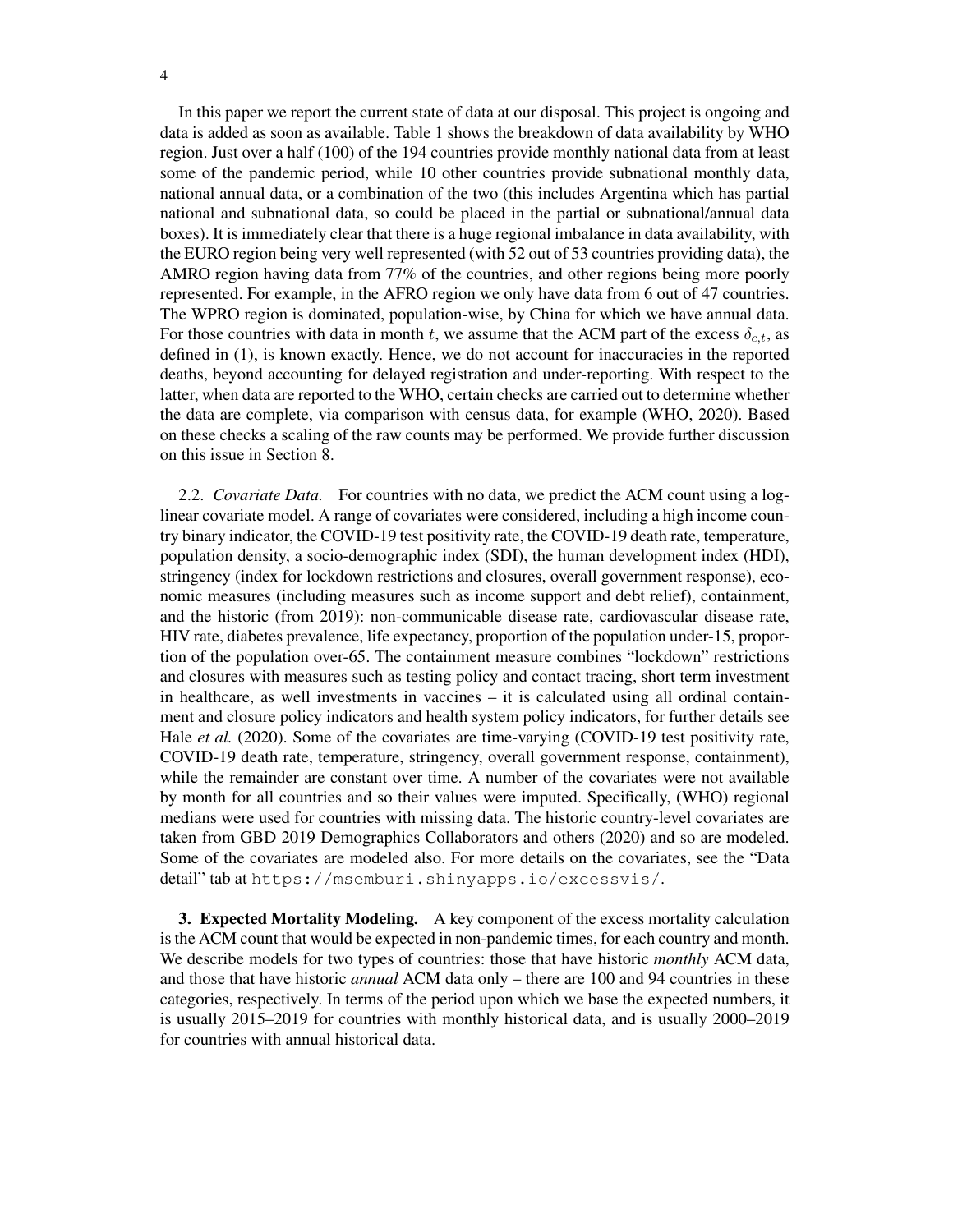In this paper we report the current state of data at our disposal. This project is ongoing and data is added as soon as available. Table 1 shows the breakdown of data availability by WHO region. Just over a half (100) of the 194 countries provide monthly national data from at least some of the pandemic period, while 10 other countries provide subnational monthly data, national annual data, or a combination of the two (this includes Argentina which has partial national and subnational data, so could be placed in the partial or subnational/annual data boxes). It is immediately clear that there is a huge regional imbalance in data availability, with the EURO region being very well represented (with 52 out of 53 countries providing data), the AMRO region having data from 77% of the countries, and other regions being more poorly represented. For example, in the AFRO region we only have data from 6 out of 47 countries. The WPRO region is dominated, population-wise, by China for which we have annual data. For those countries with data in month $t$, we assume that the ACM part of the excess $\delta_{c,t}$, as defined in (1), is known exactly. Hence, we do not account for inaccuracies in the reported deaths, beyond accounting for delayed registration and under-reporting. With respect to the latter, when data are reported to the WHO, certain checks are carried out to determine whether the data are complete, via comparison with census data, for example (WHO, 2020). Based on these checks a scaling of the raw counts may be performed. We provide further discussion on this issue in Section 8.

2.2. *Covariate Data.* For countries with no data, we predict the ACM count using a log-linear covariate model. A range of covariates were considered, including a high income country binary indicator, the COVID-19 test positivity rate, the COVID-19 death rate, temperature, population density, a socio-demographic index (SDI), the human development index (HDI), stringency (index for lockdown restrictions and closures, overall government response), economic measures (including measures such as income support and debt relief), containment, and the historic (from 2019): non-communicable disease rate, cardiovascular disease rate, HIV rate, diabetes prevalence, life expectancy, proportion of the population under-15, proportion of the population over-65. The containment measure combines "lockdown" restrictions and closures with measures such as testing policy and contact tracing, short term investment in healthcare, as well investments in vaccines – it is calculated using all ordinal containment and closure policy indicators and health system policy indicators, for further details see Hale *et al.* (2020). Some of the covariates are time-varying (COVID-19 test positivity rate, COVID-19 death rate, temperature, stringency, overall government response, containment), while the remainder are constant over time. A number of the covariates were not available by month for all countries and so their values were imputed. Specifically, (WHO) regional medians were used for countries with missing data. The historic country-level covariates are taken from GBD 2019 Demographics Collaborators and others (2020) and so are modeled. Some of the covariates are modeled also. For more details on the covariates, see the "Data detail" tab at `https://msemburi.shinyapps.io/excessvis/`.

**3. Expected Mortality Modeling.** A key component of the excess mortality calculation is the ACM count that would be expected in non-pandemic times, for each country and month. We describe models for two types of countries: those that have historic *monthly* ACM data, and those that have historic *annual* ACM data only – there are 100 and 94 countries in these categories, respectively. In terms of the period upon which we base the expected numbers, it is usually 2015–2019 for countries with monthly historical data, and is usually 2000–2019 for countries with annual historical data.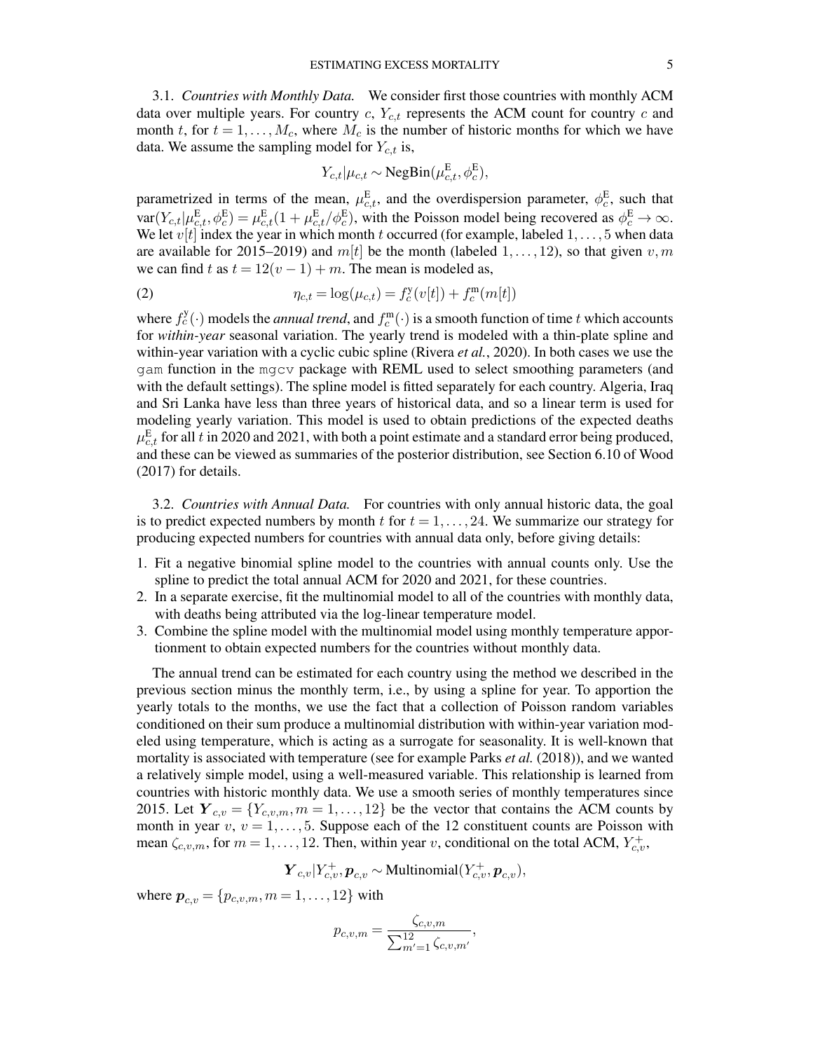### 3.1. *Countries with Monthly Data.*

We consider first those countries with monthly ACM data over multiple years. For country $c$, $Y_{c,t}$ represents the ACM count for country $c$ and month $t$, for $t = 1, \ldots, M_c$, where $M_c$ is the number of historic months for which we have data. We assume the sampling model for $Y_{c,t}$ is,

$$Y_{c,t} | \mu_{c,t} \sim \text{NegBin}(\mu^{\text{E}}_{c,t}, \phi^{\text{E}}_{c}),$$

parametrized in terms of the mean, $\mu^{\text{E}}_{c,t}$, and the overdispersion parameter, $\phi^{\text{E}}_{c}$, such that $\text{var}(Y_{c,t}|\mu^{\text{E}}_{c,t}, \phi^{\text{E}}_{c}) = \mu^{\text{E}}_{c,t}(1 + \mu^{\text{E}}_{c,t}/\phi^{\text{E}}_{c})$, with the Poisson model being recovered as $\phi^{\text{E}}_{c} \to \infty$. We let $v[t]$ index the year in which month $t$ occurred (for example, labeled $1, \ldots, 5$ when data are available for 2015–2019) and $m[t]$ be the month (labeled $1, \ldots, 12$), so that given $v, m$ we can find $t$ as $t = 12(v - 1) + m$. The mean is modeled as,

$$\eta_{c,t} = \log(\mu_{c,t}) = f^{\text{y}}_{c}(v[t]) + f^{\text{m}}_{c}(m[t]) \tag{2}$$

where $f^{\text{y}}_{c}(\cdot)$ models the *annual trend*, and $f^{\text{m}}_{c}(\cdot)$ is a smooth function of time $t$ which accounts for *within-year* seasonal variation. The yearly trend is modeled with a thin-plate spline and within-year variation with a cyclic cubic spline (Rivera *et al.*, 2020). In both cases we use the `gam` function in the `mgcv` package with REML used to select smoothing parameters (and with the default settings). The spline model is fitted separately for each country. Algeria, Iraq and Sri Lanka have less than three years of historical data, and so a linear term is used for modeling yearly variation. This model is used to obtain predictions of the expected deaths $\mu^{\text{E}}_{c,t}$ for all $t$ in 2020 and 2021, with both a point estimate and a standard error being produced, and these can be viewed as summaries of the posterior distribution, see Section 6.10 of Wood (2017) for details.

### 3.2. *Countries with Annual Data.*

For countries with only annual historic data, the goal is to predict expected numbers by month $t$ for $t = 1, \ldots, 24$. We summarize our strategy for producing expected numbers for countries with annual data only, before giving details:

1. Fit a negative binomial spline model to the countries with annual counts only. Use the spline to predict the total annual ACM for 2020 and 2021, for these countries.
2. In a separate exercise, fit the multinomial model to all of the countries with monthly data, with deaths being attributed via the log-linear temperature model.
3. Combine the spline model with the multinomial model using monthly temperature apportionment to obtain expected numbers for the countries without monthly data.

The annual trend can be estimated for each country using the method we described in the previous section minus the monthly term, i.e., by using a spline for year. To apportion the yearly totals to the months, we use the fact that a collection of Poisson random variables conditioned on their sum produce a multinomial distribution with within-year variation modeled using temperature, which is acting as a surrogate for seasonality. It is well-known that mortality is associated with temperature (see for example Parks *et al.* (2018)), and we wanted a relatively simple model, using a well-measured variable. This relationship is learned from countries with historic monthly data. We use a smooth series of monthly temperatures since 2015. Let $\boldsymbol{Y}_{c,v} = \{Y_{c,v,m}, m = 1, \ldots, 12\}$ be the vector that contains the ACM counts by month in year $v$, $v = 1, \ldots, 5$. Suppose each of the 12 constituent counts are Poisson with mean $\zeta_{c,v,m}$, for $m = 1, \ldots, 12$. Then, within year $v$, conditional on the total ACM, $Y^{+}_{c,v}$,

$$\boldsymbol{Y}_{c,v} | Y^{+}_{c,v}, \boldsymbol{p}_{c,v} \sim \text{Multinomial}(Y^{+}_{c,v}, \boldsymbol{p}_{c,v}),$$

where $\boldsymbol{p}_{c,v} = \{p_{c,v,m}, m = 1, \ldots, 12\}$ with

$$p_{c,v,m} = \frac{\zeta_{c,v,m}}{\sum_{m'=1}^{12} \zeta_{c,v,m'}},$$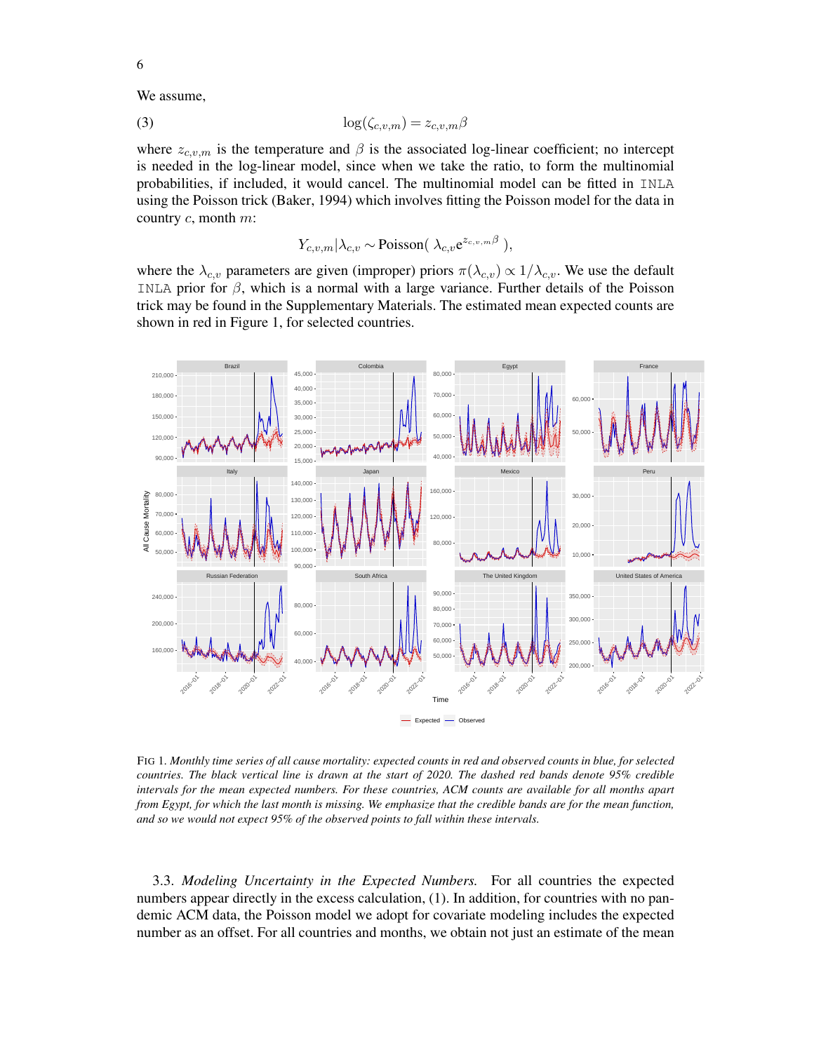We assume,

$$\log(\zeta_{c,v,m}) = z_{c,v,m}\beta \tag{3}$$

where $z_{c,v,m}$ is the temperature and $\beta$ is the associated log-linear coefficient; no intercept is needed in the log-linear model, since when we take the ratio, to form the multinomial probabilities, if included, it would cancel. The multinomial model can be fitted in INLA using the Poisson trick (Baker, 1994) which involves fitting the Poisson model for the data in country $c$, month $m$:

$$Y_{c,v,m}|\lambda_{c,v} \sim \text{Poisson}(\ \lambda_{c,v} e^{z_{c,v,m}\beta}\ ),$$

where the $\lambda_{c,v}$ parameters are given (improper) priors $\pi(\lambda_{c,v}) \propto 1/\lambda_{c,v}$. We use the default INLA prior for $\beta$, which is a normal with a large variance. Further details of the Poisson trick may be found in the Supplementary Materials. The estimated mean expected counts are shown in red in Figure 1, for selected countries.

FIG 1. *Monthly time series of all cause mortality: expected counts in red and observed counts in blue, for selected countries. The black vertical line is drawn at the start of 2020. The dashed red bands denote 95% credible intervals for the mean expected numbers. For these countries, ACM counts are available for all months apart from Egypt, for which the last month is missing. We emphasize that the credible bands are for the mean function, and so we would not expect 95% of the observed points to fall within these intervals.*

3.3. *Modeling Uncertainty in the Expected Numbers.* For all countries the expected numbers appear directly in the excess calculation, (1). In addition, for countries with no pandemic ACM data, the Poisson model we adopt for covariate modeling includes the expected number as an offset. For all countries and months, we obtain not just an estimate of the mean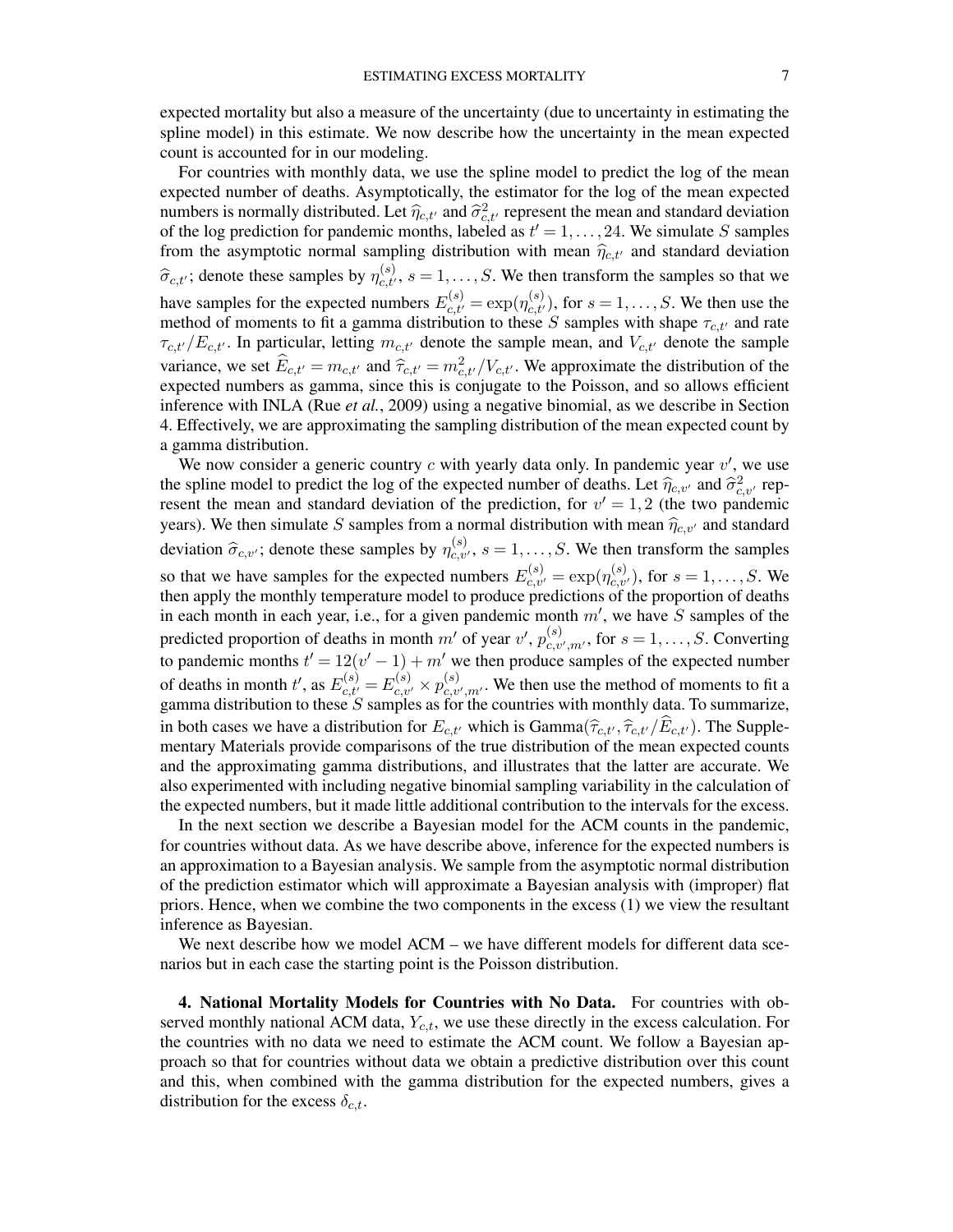expected mortality but also a measure of the uncertainty (due to uncertainty in estimating the spline model) in this estimate. We now describe how the uncertainty in the mean expected count is accounted for in our modeling.

For countries with monthly data, we use the spline model to predict the log of the mean expected number of deaths. Asymptotically, the estimator for the log of the mean expected numbers is normally distributed. Let $\widehat{\eta}_{c,t'}$ and $\widehat{\sigma}^2_{c,t'}$ represent the mean and standard deviation of the log prediction for pandemic months, labeled as $t' = 1, \ldots, 24$. We simulate $S$ samples from the asymptotic normal sampling distribution with mean $\widehat{\eta}_{c,t'}$ and standard deviation $\widehat{\sigma}_{c,t'}$; denote these samples by $\eta^{(s)}_{c,t'}$, $s = 1, \ldots, S$. We then transform the samples so that we have samples for the expected numbers $E^{(s)}_{c,t'} = \exp(\eta^{(s)}_{c,t'})$, for $s = 1, \ldots, S$. We then use the method of moments to fit a gamma distribution to these $S$ samples with shape $\tau_{c,t'}$ and rate $\tau_{c,t'}/E_{c,t'}$. In particular, letting $m_{c,t'}$ denote the sample mean, and $V_{c,t'}$ denote the sample variance, we set $\widehat{E}_{c,t'} = m_{c,t'}$ and $\widehat{\tau}_{c,t'} = m^2_{c,t'}/V_{c,t'}$. We approximate the distribution of the expected numbers as gamma, since this is conjugate to the Poisson, and so allows efficient inference with INLA (Rue *et al.*, 2009) using a negative binomial, as we describe in Section 4. Effectively, we are approximating the sampling distribution of the mean expected count by a gamma distribution.

We now consider a generic country $c$ with yearly data only. In pandemic year $v'$, we use the spline model to predict the log of the expected number of deaths. Let $\widehat{\eta}_{c,v'}$ and $\widehat{\sigma}^2_{c,v'}$ represent the mean and standard deviation of the prediction, for $v' = 1, 2$ (the two pandemic years). We then simulate $S$ samples from a normal distribution with mean $\widehat{\eta}_{c,v'}$ and standard deviation $\widehat{\sigma}_{c,v'}$; denote these samples by $\eta^{(s)}_{c,v'}$, $s = 1, \ldots, S$. We then transform the samples so that we have samples for the expected numbers $E^{(s)}_{c,v'} = \exp(\eta^{(s)}_{c,v'})$, for $s = 1, \ldots, S$. We then apply the monthly temperature model to produce predictions of the proportion of deaths in each month in each year, i.e., for a given pandemic month $m'$, we have $S$ samples of the predicted proportion of deaths in month $m'$ of year $v'$, $p^{(s)}_{c,v',m'}$, for $s = 1, \ldots, S$. Converting to pandemic months $t' = 12(v' - 1) + m'$ we then produce samples of the expected number of deaths in month $t'$, as $E^{(s)}_{c,t'} = E^{(s)}_{c,v'} \times p^{(s)}_{c,v',m'}$. We then use the method of moments to fit a gamma distribution to these $S$ samples as for the countries with monthly data. To summarize, in both cases we have a distribution for $E_{c,t'}$ which is $\text{Gamma}(\widehat{\tau}_{c,t'}, \widehat{\tau}_{c,t'}/\widehat{E}_{c,t'})$. The Supplementary Materials provide comparisons of the true distribution of the mean expected counts and the approximating gamma distributions, and illustrates that the latter are accurate. We also experimented with including negative binomial sampling variability in the calculation of the expected numbers, but it made little additional contribution to the intervals for the excess.

In the next section we describe a Bayesian model for the ACM counts in the pandemic, for countries without data. As we have describe above, inference for the expected numbers is an approximation to a Bayesian analysis. We sample from the asymptotic normal distribution of the prediction estimator which will approximate a Bayesian analysis with (improper) flat priors. Hence, when we combine the two components in the excess (1) we view the resultant inference as Bayesian.

We next describe how we model ACM – we have different models for different data scenarios but in each case the starting point is the Poisson distribution.

**4. National Mortality Models for Countries with No Data.** For countries with observed monthly national ACM data, $Y_{c,t}$, we use these directly in the excess calculation. For the countries with no data we need to estimate the ACM count. We follow a Bayesian approach so that for countries without data we obtain a predictive distribution over this count and this, when combined with the gamma distribution for the expected numbers, gives a distribution for the excess $\delta_{c,t}$.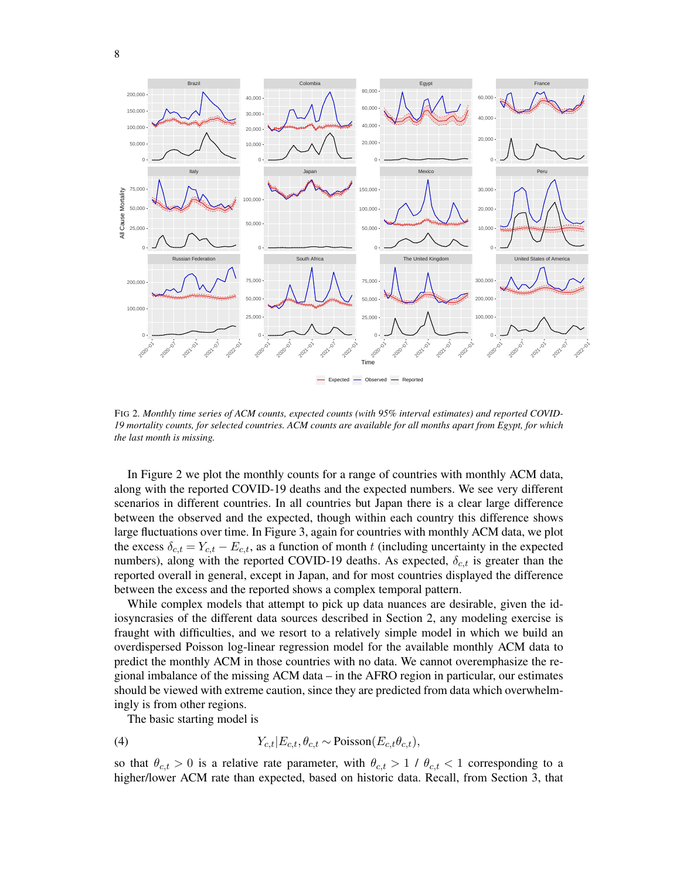FIG 2. *Monthly time series of ACM counts, expected counts (with 95% interval estimates) and reported COVID-19 mortality counts, for selected countries. ACM counts are available for all months apart from Egypt, for which the last month is missing.*

In Figure 2 we plot the monthly counts for a range of countries with monthly ACM data, along with the reported COVID-19 deaths and the expected numbers. We see very different scenarios in different countries. In all countries but Japan there is a clear large difference between the observed and the expected, though within each country this difference shows large fluctuations over time. In Figure 3, again for countries with monthly ACM data, we plot the excess $\delta_{c,t} = Y_{c,t} - E_{c,t}$, as a function of month $t$ (including uncertainty in the expected numbers), along with the reported COVID-19 deaths. As expected, $\delta_{c,t}$ is greater than the reported overall in general, except in Japan, and for most countries displayed the difference between the excess and the reported shows a complex temporal pattern.

While complex models that attempt to pick up data nuances are desirable, given the idiosyncrasies of the different data sources described in Section 2, any modeling exercise is fraught with difficulties, and we resort to a relatively simple model in which we build an overdispersed Poisson log-linear regression model for the available monthly ACM data to predict the monthly ACM in those countries with no data. We cannot overemphasize the regional imbalance of the missing ACM data – in the AFRO region in particular, our estimates should be viewed with extreme caution, since they are predicted from data which overwhelmingly is from other regions.

The basic starting model is

$$Y_{c,t} | E_{c,t}, \theta_{c,t} \sim \text{Poisson}(E_{c,t}\theta_{c,t}), \tag{4}$$

so that $\theta_{c,t} > 0$ is a relative rate parameter, with $\theta_{c,t} > 1$ / $\theta_{c,t} < 1$ corresponding to a higher/lower ACM rate than expected, based on historic data. Recall, from Section 3, that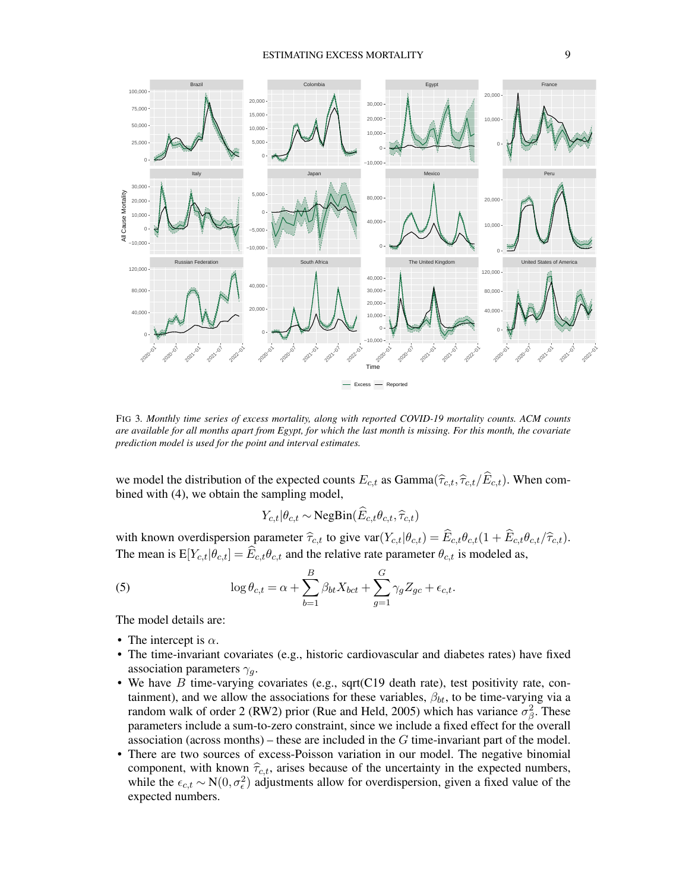FIG 3. *Monthly time series of excess mortality, along with reported COVID-19 mortality counts. ACM counts are available for all months apart from Egypt, for which the last month is missing. For this month, the covariate prediction model is used for the point and interval estimates.*

we model the distribution of the expected counts $E_{c,t}$ as $\text{Gamma}(\widehat{\tau}_{c,t}, \widehat{\tau}_{c,t}/\widehat{E}_{c,t})$. When combined with (4), we obtain the sampling model,

$$Y_{c,t}|\theta_{c,t} \sim \text{NegBin}(\widehat{E}_{c,t}\theta_{c,t}, \widehat{\tau}_{c,t})$$

with known overdispersion parameter $\widehat{\tau}_{c,t}$ to give $\text{var}(Y_{c,t}|\theta_{c,t}) = \widehat{E}_{c,t}\theta_{c,t}(1 + \widehat{E}_{c,t}\theta_{c,t}/\widehat{\tau}_{c,t})$. The mean is $\text{E}[Y_{c,t}|\theta_{c,t}] = \widehat{E}_{c,t}\theta_{c,t}$ and the relative rate parameter $\theta_{c,t}$ is modeled as,

$$\log \theta_{c,t} = \alpha + \sum_{b=1}^{B} \beta_{bt} X_{bct} + \sum_{g=1}^{G} \gamma_g Z_{gc} + \epsilon_{c,t}. \tag{5}$$

The model details are:

- The intercept is $\alpha$.
- The time-invariant covariates (e.g., historic cardiovascular and diabetes rates) have fixed association parameters $\gamma_g$.
- We have $B$ time-varying covariates (e.g., sqrt(C19 death rate), test positivity rate, containment), and we allow the associations for these variables, $\beta_{bt}$, to be time-varying via a random walk of order 2 (RW2) prior (Rue and Held, 2005) which has variance $\sigma_\beta^2$. These parameters include a sum-to-zero constraint, since we include a fixed effect for the overall association (across months) – these are included in the $G$ time-invariant part of the model.
- There are two sources of excess-Poisson variation in our model. The negative binomial component, with known $\widehat{\tau}_{c,t}$, arises because of the uncertainty in the expected numbers, while the $\epsilon_{c,t} \sim \text{N}(0, \sigma_\epsilon^2)$ adjustments allow for overdispersion, given a fixed value of the expected numbers.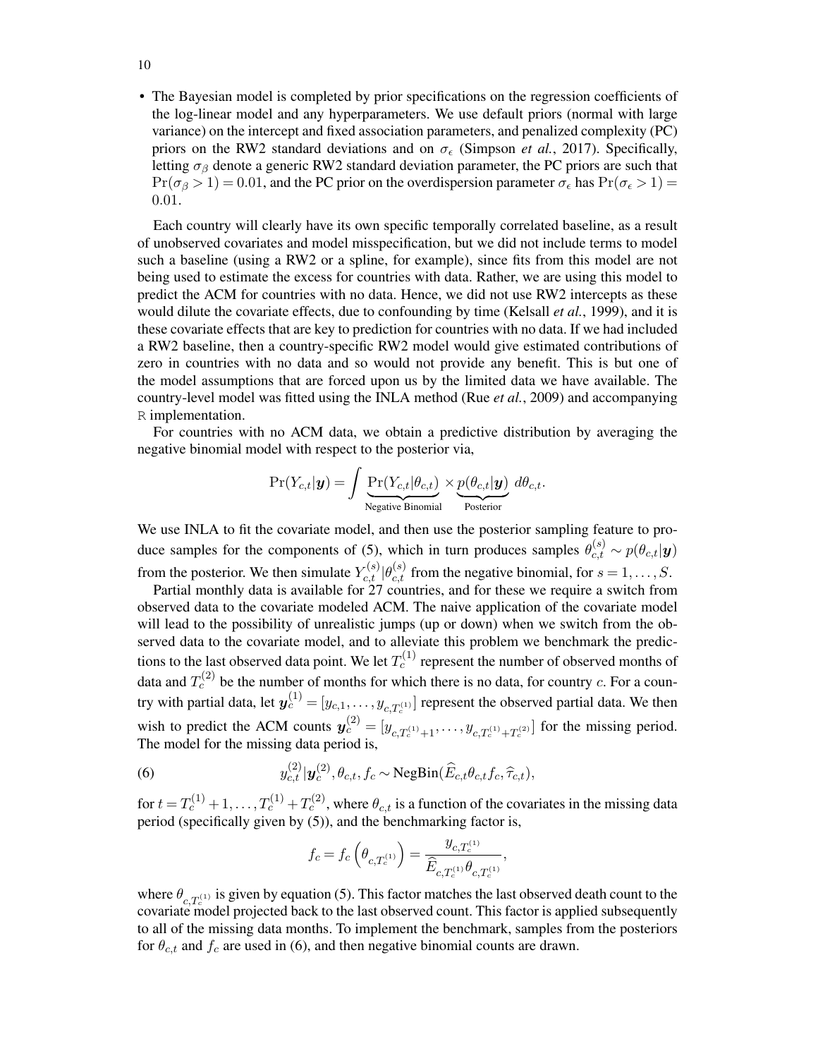- The Bayesian model is completed by prior specifications on the regression coefficients of the log-linear model and any hyperparameters. We use default priors (normal with large variance) on the intercept and fixed association parameters, and penalized complexity (PC) priors on the RW2 standard deviations and on $\sigma_\epsilon$ (Simpson *et al.*, 2017). Specifically, letting $\sigma_\beta$ denote a generic RW2 standard deviation parameter, the PC priors are such that $\Pr(\sigma_\beta > 1) = 0.01$, and the PC prior on the overdispersion parameter $\sigma_\epsilon$ has $\Pr(\sigma_\epsilon > 1) = 0.01$.

Each country will clearly have its own specific temporally correlated baseline, as a result of unobserved covariates and model misspecification, but we did not include terms to model such a baseline (using a RW2 or a spline, for example), since fits from this model are not being used to estimate the excess for countries with data. Rather, we are using this model to predict the ACM for countries with no data. Hence, we did not use RW2 intercepts as these would dilute the covariate effects, due to confounding by time (Kelsall *et al.*, 1999), and it is these covariate effects that are key to prediction for countries with no data. If we had included a RW2 baseline, then a country-specific RW2 model would give estimated contributions of zero in countries with no data and so would not provide any benefit. This is but one of the model assumptions that are forced upon us by the limited data we have available. The country-level model was fitted using the INLA method (Rue *et al.*, 2009) and accompanying R implementation.

For countries with no ACM data, we obtain a predictive distribution by averaging the negative binomial model with respect to the posterior via,

$$\Pr(Y_{c,t}|\boldsymbol{y}) = \int \underbrace{\Pr(Y_{c,t}|\theta_{c,t})}_{\text{Negative Binomial}} \times \underbrace{p(\theta_{c,t}|\boldsymbol{y})}_{\text{Posterior}} \, d\theta_{c,t}.$$

We use INLA to fit the covariate model, and then use the posterior sampling feature to produce samples for the components of (5), which in turn produces samples $\theta_{c,t}^{(s)} \sim p(\theta_{c,t}|\boldsymbol{y})$ from the posterior. We then simulate $Y_{c,t}^{(s)}|\theta_{c,t}^{(s)}$ from the negative binomial, for $s = 1, \ldots, S$.

Partial monthly data is available for 27 countries, and for these we require a switch from observed data to the covariate modeled ACM. The naive application of the covariate model will lead to the possibility of unrealistic jumps (up or down) when we switch from the observed data to the covariate model, and to alleviate this problem we benchmark the predictions to the last observed data point. We let $T_c^{(1)}$ represent the number of observed months of data and $T_c^{(2)}$ be the number of months for which there is no data, for country $c$. For a country with partial data, let $\boldsymbol{y}_c^{(1)} = [y_{c,1}, \ldots, y_{c,T_c^{(1)}}]$ represent the observed partial data. We then wish to predict the ACM counts $\boldsymbol{y}_c^{(2)} = [y_{c,T_c^{(1)}+1}, \ldots, y_{c,T_c^{(1)}+T_c^{(2)}}]$ for the missing period. The model for the missing data period is,

$$y_{c,t}^{(2)}|\boldsymbol{y}_c^{(2)}, \theta_{c,t}, f_c \sim \text{NegBin}(\widehat{E}_{c,t}\theta_{c,t}f_c, \widehat{\tau}_{c,t}), \tag{6}$$

for $t = T_c^{(1)} + 1, \ldots, T_c^{(1)} + T_c^{(2)}$, where $\theta_{c,t}$ is a function of the covariates in the missing data period (specifically given by (5)), and the benchmarking factor is,

$$f_c = f_c\left(\theta_{c,T_c^{(1)}}\right) = \frac{y_{c,T_c^{(1)}}}{\widehat{E}_{c,T_c^{(1)}}\theta_{c,T_c^{(1)}}},$$

where $\theta_{c,T_c^{(1)}}$ is given by equation (5). This factor matches the last observed death count to the covariate model projected back to the last observed count. This factor is applied subsequently to all of the missing data months. To implement the benchmark, samples from the posteriors for $\theta_{c,t}$ and $f_c$ are used in (6), and then negative binomial counts are drawn.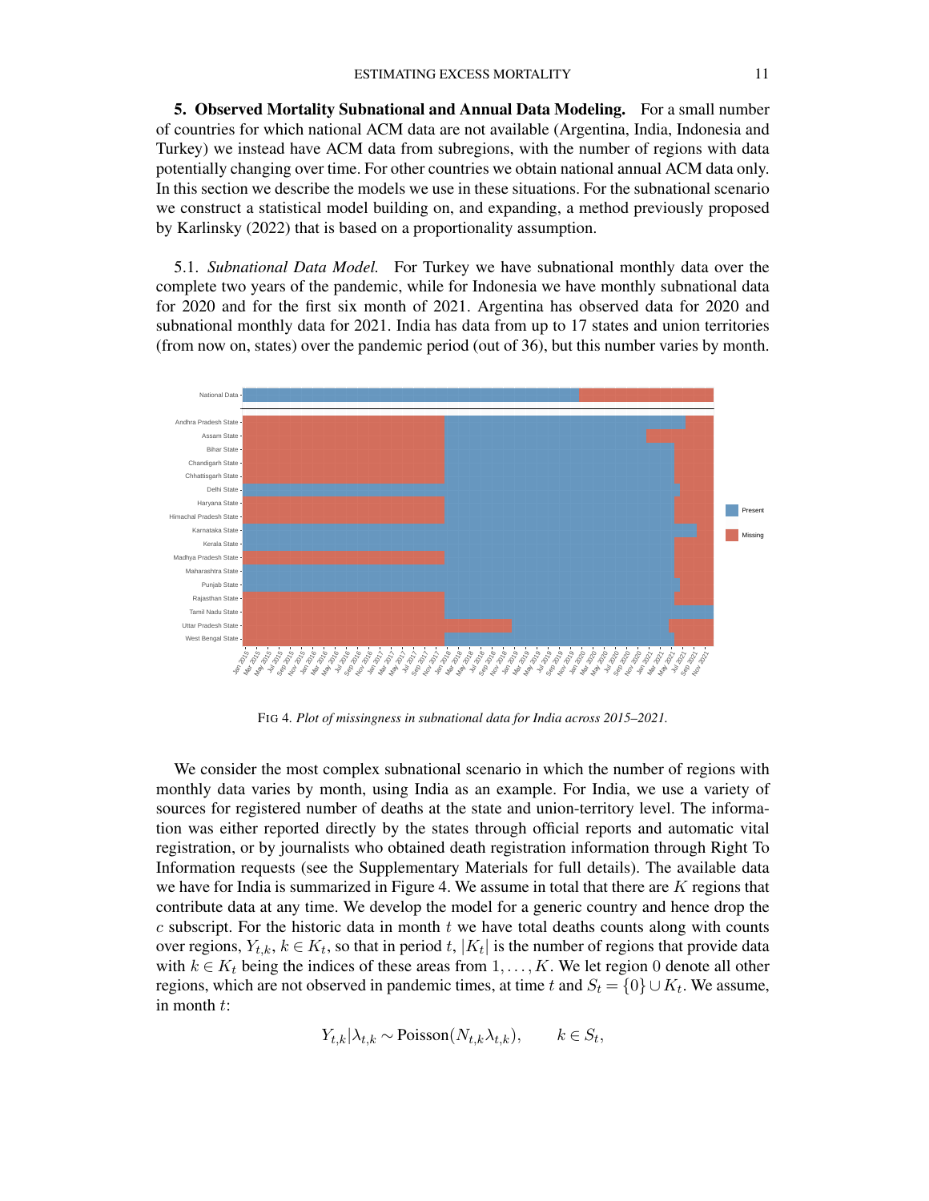## 5. Observed Mortality Subnational and Annual Data Modeling.

For a small number of countries for which national ACM data are not available (Argentina, India, Indonesia and Turkey) we instead have ACM data from subregions, with the number of regions with data potentially changing over time. For other countries we obtain national annual ACM data only. In this section we describe the models we use in these situations. For the subnational scenario we construct a statistical model building on, and expanding, a method previously proposed by Karlinsky (2022) that is based on a proportionality assumption.

### 5.1. *Subnational Data Model.*

For Turkey we have subnational monthly data over the complete two years of the pandemic, while for Indonesia we have monthly subnational data for 2020 and for the first six month of 2021. Argentina has observed data for 2020 and subnational monthly data for 2021. India has data from up to 17 states and union territories (from now on, states) over the pandemic period (out of 36), but this number varies by month.

FIG 4. *Plot of missingness in subnational data for India across 2015–2021.*

We consider the most complex subnational scenario in which the number of regions with monthly data varies by month, using India as an example. For India, we use a variety of sources for registered number of deaths at the state and union-territory level. The information was either reported directly by the states through official reports and automatic vital registration, or by journalists who obtained death registration information through Right To Information requests (see the Supplementary Materials for full details). The available data we have for India is summarized in Figure 4. We assume in total that there are $K$ regions that contribute data at any time. We develop the model for a generic country and hence drop the $c$ subscript. For the historic data in month $t$ we have total deaths counts along with counts over regions, $Y_{t,k}$, $k \in K_t$, so that in period $t$, $|K_t|$ is the number of regions that provide data with $k \in K_t$ being the indices of these areas from $1, \ldots, K$. We let region 0 denote all other regions, which are not observed in pandemic times, at time $t$ and $S_t = \{0\} \cup K_t$. We assume, in month $t$:

$$Y_{t,k} | \lambda_{t,k} \sim \text{Poisson}(N_{t,k} \lambda_{t,k}), \qquad k \in S_t,$$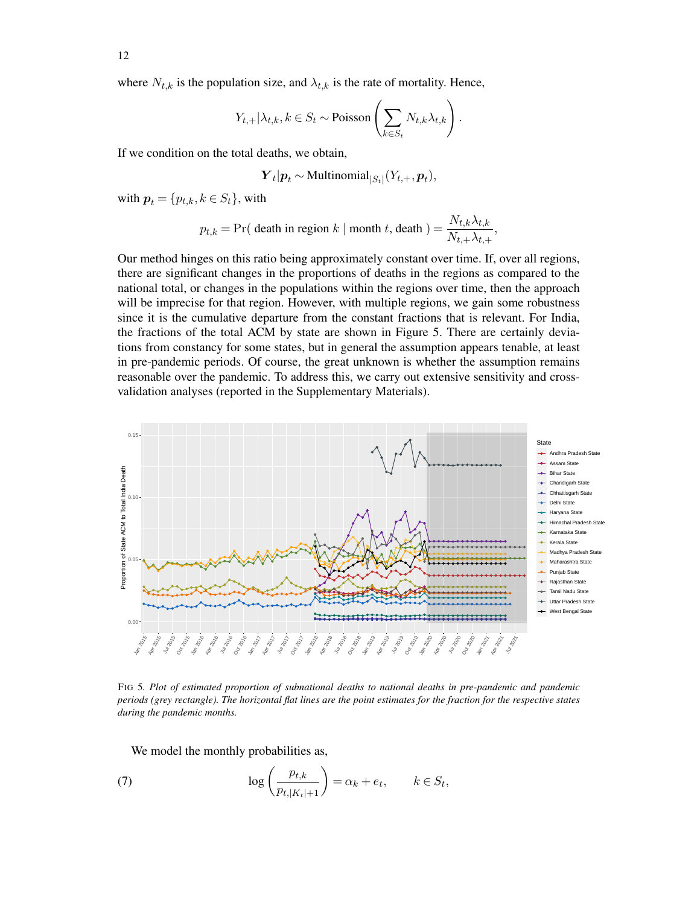where $N_{t,k}$ is the population size, and $\lambda_{t,k}$ is the rate of mortality. Hence,

$$Y_{t,+}|\lambda_{t,k}, k \in S_t \sim \text{Poisson}\left(\sum_{k \in S_t} N_{t,k}\lambda_{t,k}\right).$$

If we condition on the total deaths, we obtain,

$$\boldsymbol{Y}_t|\boldsymbol{p}_t \sim \text{Multinomial}_{|S_t|}(Y_{t,+}, \boldsymbol{p}_t),$$

with $\boldsymbol{p}_t = \{p_{t,k}, k \in S_t\}$, with

$$p_{t,k} = \Pr(\text{ death in region } k \mid \text{month } t, \text{death }) = \frac{N_{t,k}\lambda_{t,k}}{N_{t,+}\lambda_{t,+}},$$

Our method hinges on this ratio being approximately constant over time. If, over all regions, there are significant changes in the proportions of deaths in the regions as compared to the national total, or changes in the populations within the regions over time, then the approach will be imprecise for that region. However, with multiple regions, we gain some robustness since it is the cumulative departure from the constant fractions that is relevant. For India, the fractions of the total ACM by state are shown in Figure 5. There are certainly deviations from constancy for some states, but in general the assumption appears tenable, at least in pre-pandemic periods. Of course, the great unknown is whether the assumption remains reasonable over the pandemic. To address this, we carry out extensive sensitivity and cross-validation analyses (reported in the Supplementary Materials).

FIG 5. *Plot of estimated proportion of subnational deaths to national deaths in pre-pandemic and pandemic periods (grey rectangle). The horizontal flat lines are the point estimates for the fraction for the respective states during the pandemic months.*

We model the monthly probabilities as,

$$\log\left(\frac{p_{t,k}}{p_{t,|K_t|+1}}\right) = \alpha_k + e_t, \qquad k \in S_t, \tag{7}$$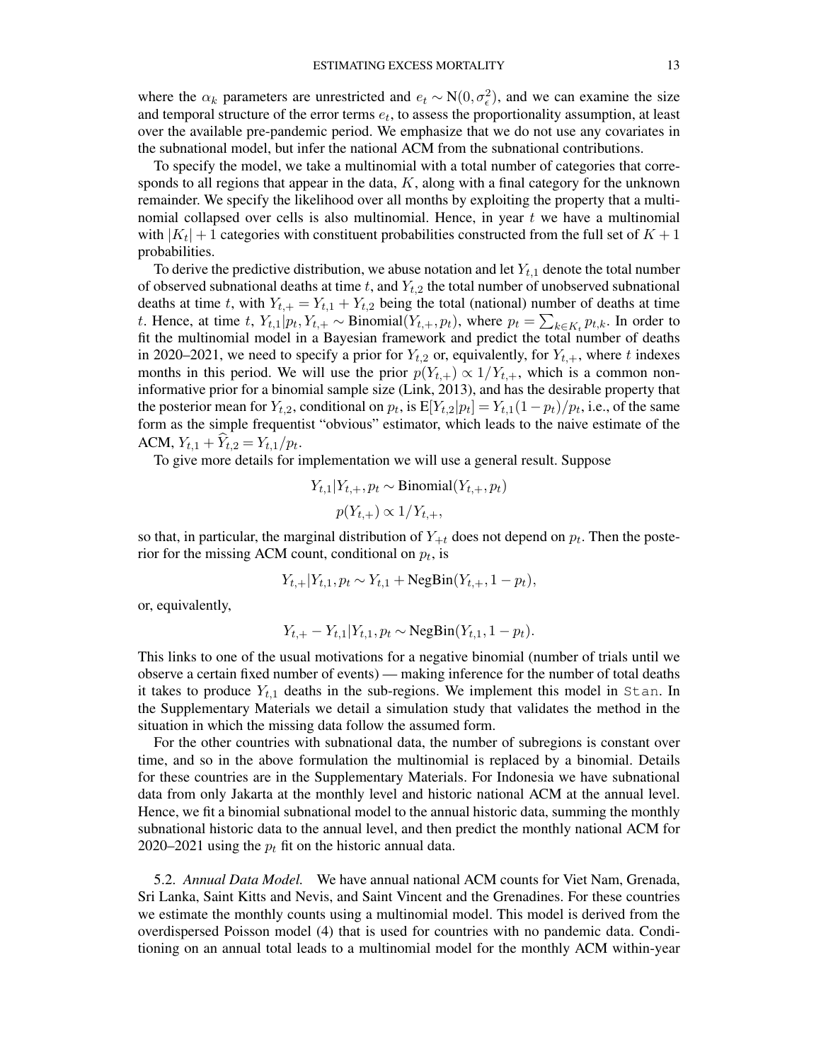where the $\alpha_k$ parameters are unrestricted and $e_t \sim \text{N}(0, \sigma_\epsilon^2)$, and we can examine the size and temporal structure of the error terms $e_t$, to assess the proportionality assumption, at least over the available pre-pandemic period. We emphasize that we do not use any covariates in the subnational model, but infer the national ACM from the subnational contributions.

To specify the model, we take a multinomial with a total number of categories that corresponds to all regions that appear in the data, $K$, along with a final category for the unknown remainder. We specify the likelihood over all months by exploiting the property that a multinomial collapsed over cells is also multinomial. Hence, in year $t$ we have a multinomial with $|K_t| + 1$ categories with constituent probabilities constructed from the full set of $K + 1$ probabilities.

To derive the predictive distribution, we abuse notation and let $Y_{t,1}$ denote the total number of observed subnational deaths at time $t$, and $Y_{t,2}$ the total number of unobserved subnational deaths at time $t$, with $Y_{t,+} = Y_{t,1} + Y_{t,2}$ being the total (national) number of deaths at time $t$. Hence, at time $t$, $Y_{t,1}|p_t, Y_{t,+} \sim \text{Binomial}(Y_{t,+}, p_t)$, where $p_t = \sum_{k \in K_t} p_{t,k}$. In order to fit the multinomial model in a Bayesian framework and predict the total number of deaths in 2020–2021, we need to specify a prior for $Y_{t,2}$ or, equivalently, for $Y_{t,+}$, where $t$ indexes months in this period. We will use the prior $p(Y_{t,+}) \propto 1/Y_{t,+}$, which is a common non-informative prior for a binomial sample size (Link, 2013), and has the desirable property that the posterior mean for $Y_{t,2}$, conditional on $p_t$, is $\text{E}[Y_{t,2}|p_t] = Y_{t,1}(1 - p_t)/p_t$, i.e., of the same form as the simple frequentist "obvious" estimator, which leads to the naive estimate of the ACM, $Y_{t,1} + \widehat{Y}_{t,2} = Y_{t,1}/p_t$.

To give more details for implementation we will use a general result. Suppose

$$Y_{t,1}|Y_{t,+}, p_t \sim \text{Binomial}(Y_{t,+}, p_t)$$
$$p(Y_{t,+}) \propto 1/Y_{t,+},$$

so that, in particular, the marginal distribution of $Y_{+t}$ does not depend on $p_t$. Then the posterior for the missing ACM count, conditional on $p_t$, is

$$Y_{t,+}|Y_{t,1}, p_t \sim Y_{t,1} + \text{NegBin}(Y_{t,+}, 1 - p_t),$$

or, equivalently,

$$Y_{t,+} - Y_{t,1}|Y_{t,1}, p_t \sim \text{NegBin}(Y_{t,1}, 1 - p_t).$$

This links to one of the usual motivations for a negative binomial (number of trials until we observe a certain fixed number of events) — making inference for the number of total deaths it takes to produce $Y_{t,1}$ deaths in the sub-regions. We implement this model in Stan. In the Supplementary Materials we detail a simulation study that validates the method in the situation in which the missing data follow the assumed form.

For the other countries with subnational data, the number of subregions is constant over time, and so in the above formulation the multinomial is replaced by a binomial. Details for these countries are in the Supplementary Materials. For Indonesia we have subnational data from only Jakarta at the monthly level and historic national ACM at the annual level. Hence, we fit a binomial subnational model to the annual historic data, summing the monthly subnational historic data to the annual level, and then predict the monthly national ACM for 2020–2021 using the $p_t$ fit on the historic annual data.

5.2. *Annual Data Model.* We have annual national ACM counts for Viet Nam, Grenada, Sri Lanka, Saint Kitts and Nevis, and Saint Vincent and the Grenadines. For these countries we estimate the monthly counts using a multinomial model. This model is derived from the overdispersed Poisson model (4) that is used for countries with no pandemic data. Conditioning on an annual total leads to a multinomial model for the monthly ACM within-year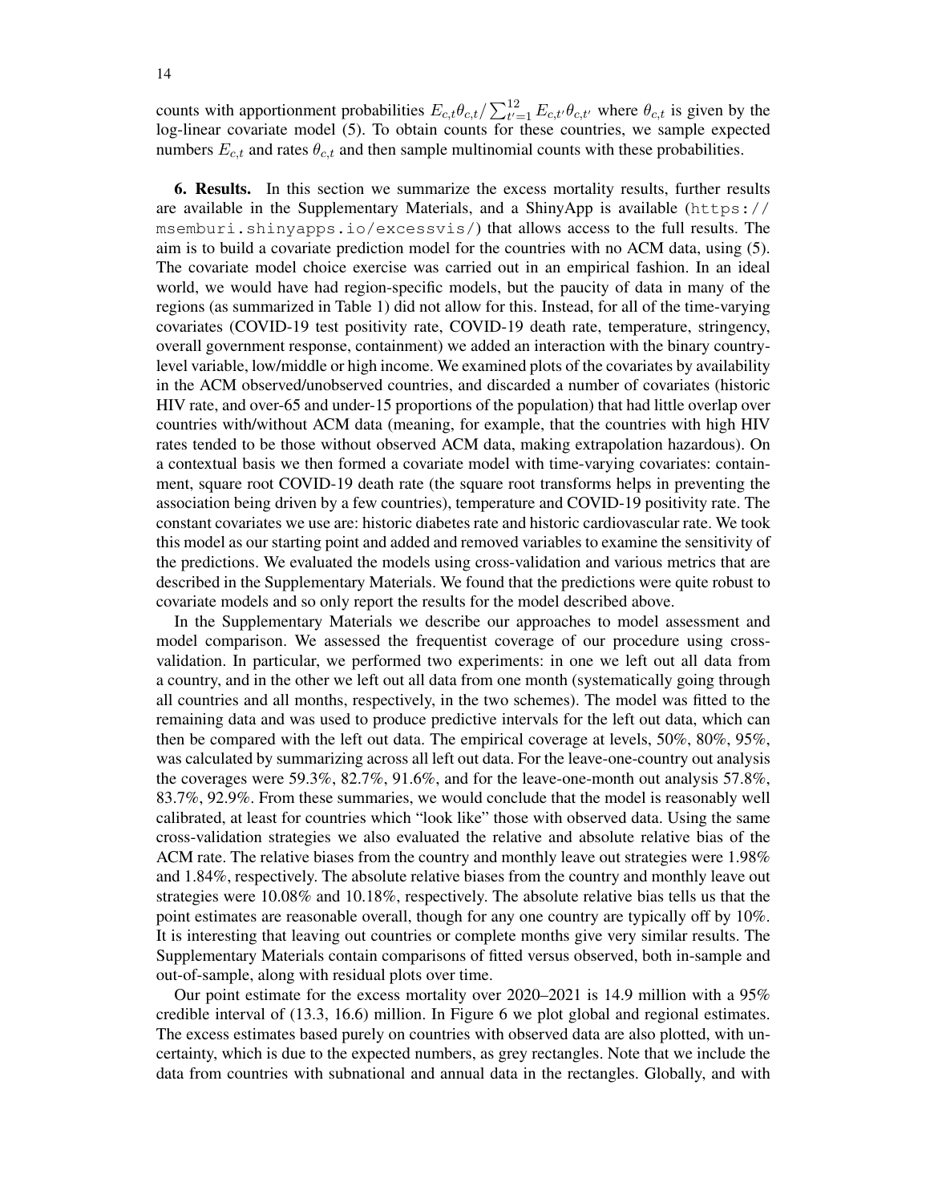counts with apportionment probabilities $E_{c,t}\theta_{c,t}/\sum_{t'=1}^{12} E_{c,t'}\theta_{c,t'}$ where $\theta_{c,t}$ is given by the log-linear covariate model (5). To obtain counts for these countries, we sample expected numbers $E_{c,t}$ and rates $\theta_{c,t}$ and then sample multinomial counts with these probabilities.

**6. Results.** In this section we summarize the excess mortality results, further results are available in the Supplementary Materials, and a ShinyApp is available (`https://msemburi.shinyapps.io/excessvis/`) that allows access to the full results. The aim is to build a covariate prediction model for the countries with no ACM data, using (5). The covariate model choice exercise was carried out in an empirical fashion. In an ideal world, we would have had region-specific models, but the paucity of data in many of the regions (as summarized in Table 1) did not allow for this. Instead, for all of the time-varying covariates (COVID-19 test positivity rate, COVID-19 death rate, temperature, stringency, overall government response, containment) we added an interaction with the binary country-level variable, low/middle or high income. We examined plots of the covariates by availability in the ACM observed/unobserved countries, and discarded a number of covariates (historic HIV rate, and over-65 and under-15 proportions of the population) that had little overlap over countries with/without ACM data (meaning, for example, that the countries with high HIV rates tended to be those without observed ACM data, making extrapolation hazardous). On a contextual basis we then formed a covariate model with time-varying covariates: containment, square root COVID-19 death rate (the square root transforms helps in preventing the association being driven by a few countries), temperature and COVID-19 positivity rate. The constant covariates we use are: historic diabetes rate and historic cardiovascular rate. We took this model as our starting point and added and removed variables to examine the sensitivity of the predictions. We evaluated the models using cross-validation and various metrics that are described in the Supplementary Materials. We found that the predictions were quite robust to covariate models and so only report the results for the model described above.

In the Supplementary Materials we describe our approaches to model assessment and model comparison. We assessed the frequentist coverage of our procedure using cross-validation. In particular, we performed two experiments: in one we left out all data from a country, and in the other we left out all data from one month (systematically going through all countries and all months, respectively, in the two schemes). The model was fitted to the remaining data and was used to produce predictive intervals for the left out data, which can then be compared with the left out data. The empirical coverage at levels, 50%, 80%, 95%, was calculated by summarizing across all left out data. For the leave-one-country out analysis the coverages were 59.3%, 82.7%, 91.6%, and for the leave-one-month out analysis 57.8%, 83.7%, 92.9%. From these summaries, we would conclude that the model is reasonably well calibrated, at least for countries which "look like" those with observed data. Using the same cross-validation strategies we also evaluated the relative and absolute relative bias of the ACM rate. The relative biases from the country and monthly leave out strategies were 1.98% and 1.84%, respectively. The absolute relative biases from the country and monthly leave out strategies were 10.08% and 10.18%, respectively. The absolute relative bias tells us that the point estimates are reasonable overall, though for any one country are typically off by 10%. It is interesting that leaving out countries or complete months give very similar results. The Supplementary Materials contain comparisons of fitted versus observed, both in-sample and out-of-sample, along with residual plots over time.

Our point estimate for the excess mortality over 2020–2021 is 14.9 million with a 95% credible interval of (13.3, 16.6) million. In Figure 6 we plot global and regional estimates. The excess estimates based purely on countries with observed data are also plotted, with uncertainty, which is due to the expected numbers, as grey rectangles. Note that we include the data from countries with subnational and annual data in the rectangles. Globally, and with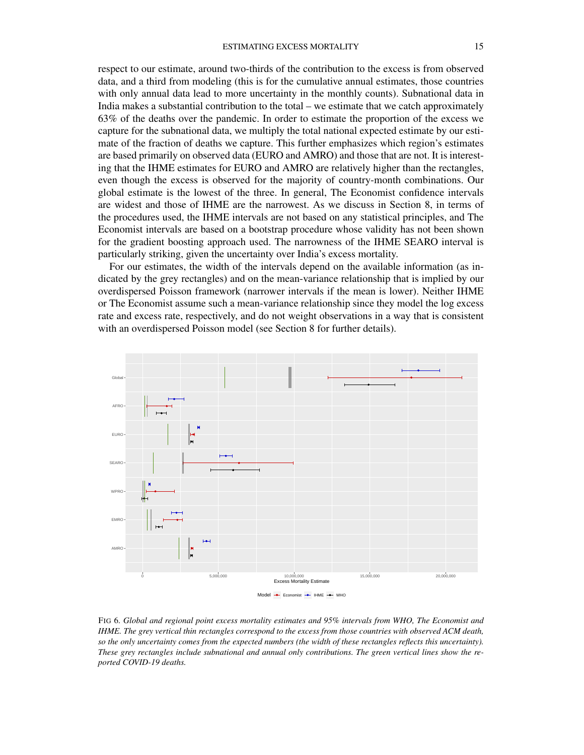respect to our estimate, around two-thirds of the contribution to the excess is from observed data, and a third from modeling (this is for the cumulative annual estimates, those countries with only annual data lead to more uncertainty in the monthly counts). Subnational data in India makes a substantial contribution to the total – we estimate that we catch approximately 63% of the deaths over the pandemic. In order to estimate the proportion of the excess we capture for the subnational data, we multiply the total national expected estimate by our estimate of the fraction of deaths we capture. This further emphasizes which region's estimates are based primarily on observed data (EURO and AMRO) and those that are not. It is interesting that the IHME estimates for EURO and AMRO are relatively higher than the rectangles, even though the excess is observed for the majority of country-month combinations. Our global estimate is the lowest of the three. In general, The Economist confidence intervals are widest and those of IHME are the narrowest. As we discuss in Section 8, in terms of the procedures used, the IHME intervals are not based on any statistical principles, and The Economist intervals are based on a bootstrap procedure whose validity has not been shown for the gradient boosting approach used. The narrowness of the IHME SEARO interval is particularly striking, given the uncertainty over India's excess mortality.

For our estimates, the width of the intervals depend on the available information (as indicated by the grey rectangles) and on the mean-variance relationship that is implied by our overdispersed Poisson framework (narrower intervals if the mean is lower). Neither IHME or The Economist assume such a mean-variance relationship since they model the log excess rate and excess rate, respectively, and do not weight observations in a way that is consistent with an overdispersed Poisson model (see Section 8 for further details).

FIG 6. *Global and regional point excess mortality estimates and 95% intervals from WHO, The Economist and IHME. The grey vertical thin rectangles correspond to the excess from those countries with observed ACM death, so the only uncertainty comes from the expected numbers (the width of these rectangles reflects this uncertainty). These grey rectangles include subnational and annual only contributions. The green vertical lines show the reported COVID-19 deaths.*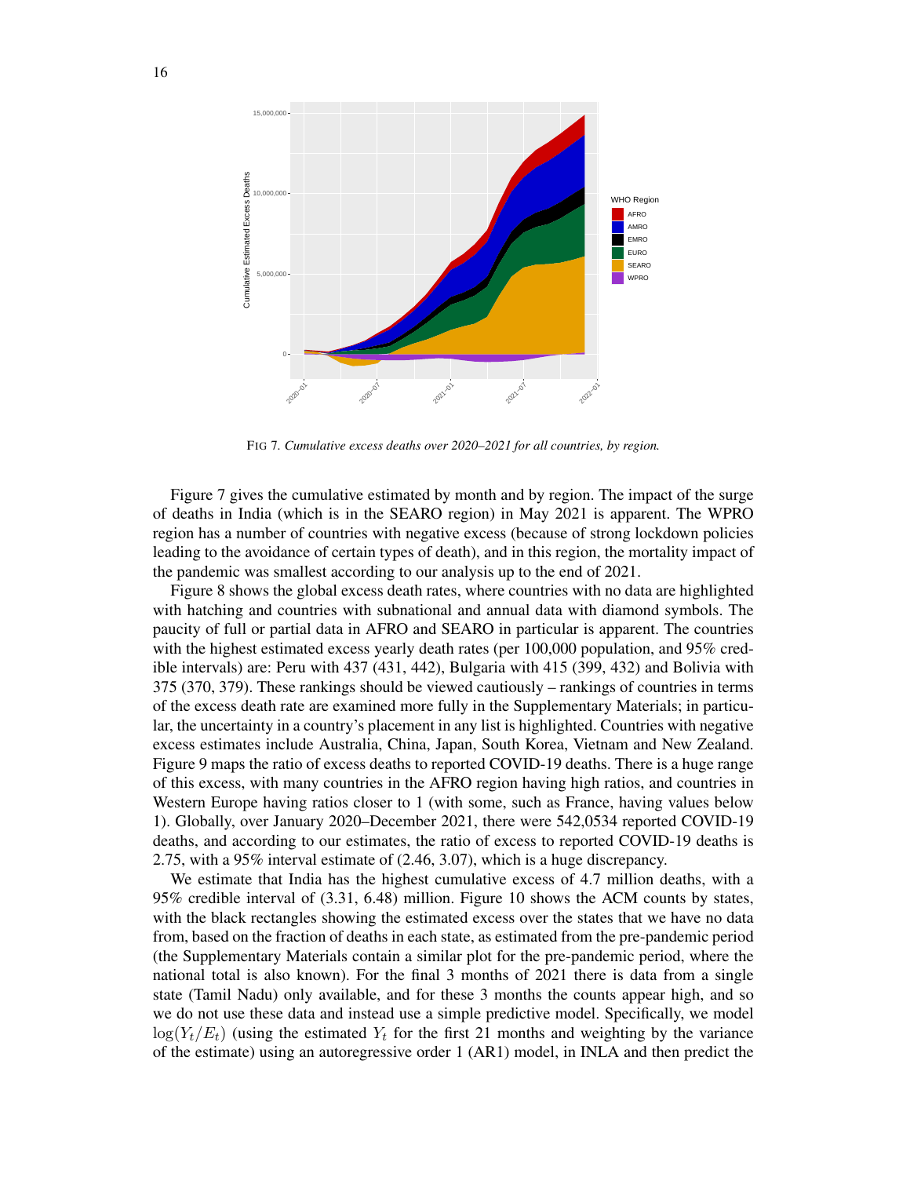FIG 7. *Cumulative excess deaths over 2020–2021 for all countries, by region.*

Figure 7 gives the cumulative estimated by month and by region. The impact of the surge of deaths in India (which is in the SEARO region) in May 2021 is apparent. The WPRO region has a number of countries with negative excess (because of strong lockdown policies leading to the avoidance of certain types of death), and in this region, the mortality impact of the pandemic was smallest according to our analysis up to the end of 2021.

Figure 8 shows the global excess death rates, where countries with no data are highlighted with hatching and countries with subnational and annual data with diamond symbols. The paucity of full or partial data in AFRO and SEARO in particular is apparent. The countries with the highest estimated excess yearly death rates (per 100,000 population, and 95% credible intervals) are: Peru with 437 (431, 442), Bulgaria with 415 (399, 432) and Bolivia with 375 (370, 379). These rankings should be viewed cautiously – rankings of countries in terms of the excess death rate are examined more fully in the Supplementary Materials; in particular, the uncertainty in a country's placement in any list is highlighted. Countries with negative excess estimates include Australia, China, Japan, South Korea, Vietnam and New Zealand. Figure 9 maps the ratio of excess deaths to reported COVID-19 deaths. There is a huge range of this excess, with many countries in the AFRO region having high ratios, and countries in Western Europe having ratios closer to 1 (with some, such as France, having values below 1). Globally, over January 2020–December 2021, there were 542,0534 reported COVID-19 deaths, and according to our estimates, the ratio of excess to reported COVID-19 deaths is 2.75, with a 95% interval estimate of (2.46, 3.07), which is a huge discrepancy.

We estimate that India has the highest cumulative excess of 4.7 million deaths, with a 95% credible interval of (3.31, 6.48) million. Figure 10 shows the ACM counts by states, with the black rectangles showing the estimated excess over the states that we have no data from, based on the fraction of deaths in each state, as estimated from the pre-pandemic period (the Supplementary Materials contain a similar plot for the pre-pandemic period, where the national total is also known). For the final 3 months of 2021 there is data from a single state (Tamil Nadu) only available, and for these 3 months the counts appear high, and so we do not use these data and instead use a simple predictive model. Specifically, we model $\log(Y_t/E_t)$ (using the estimated $Y_t$ for the first 21 months and weighting by the variance of the estimate) using an autoregressive order 1 (AR1) model, in INLA and then predict the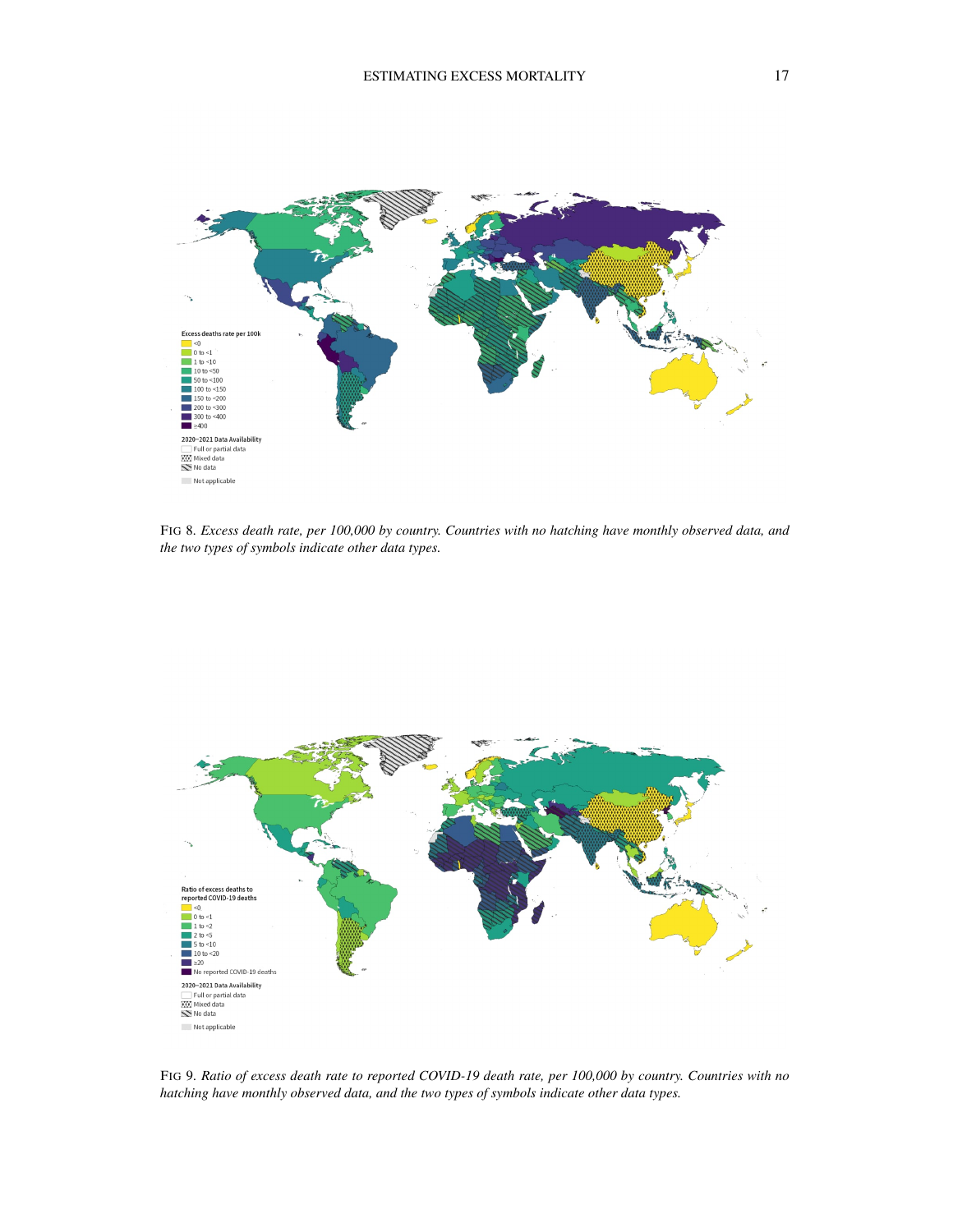FIG 8. *Excess death rate, per 100,000 by country. Countries with no hatching have monthly observed data, and the two types of symbols indicate other data types.*

FIG 9. *Ratio of excess death rate to reported COVID-19 death rate, per 100,000 by country. Countries with no hatching have monthly observed data, and the two types of symbols indicate other data types.*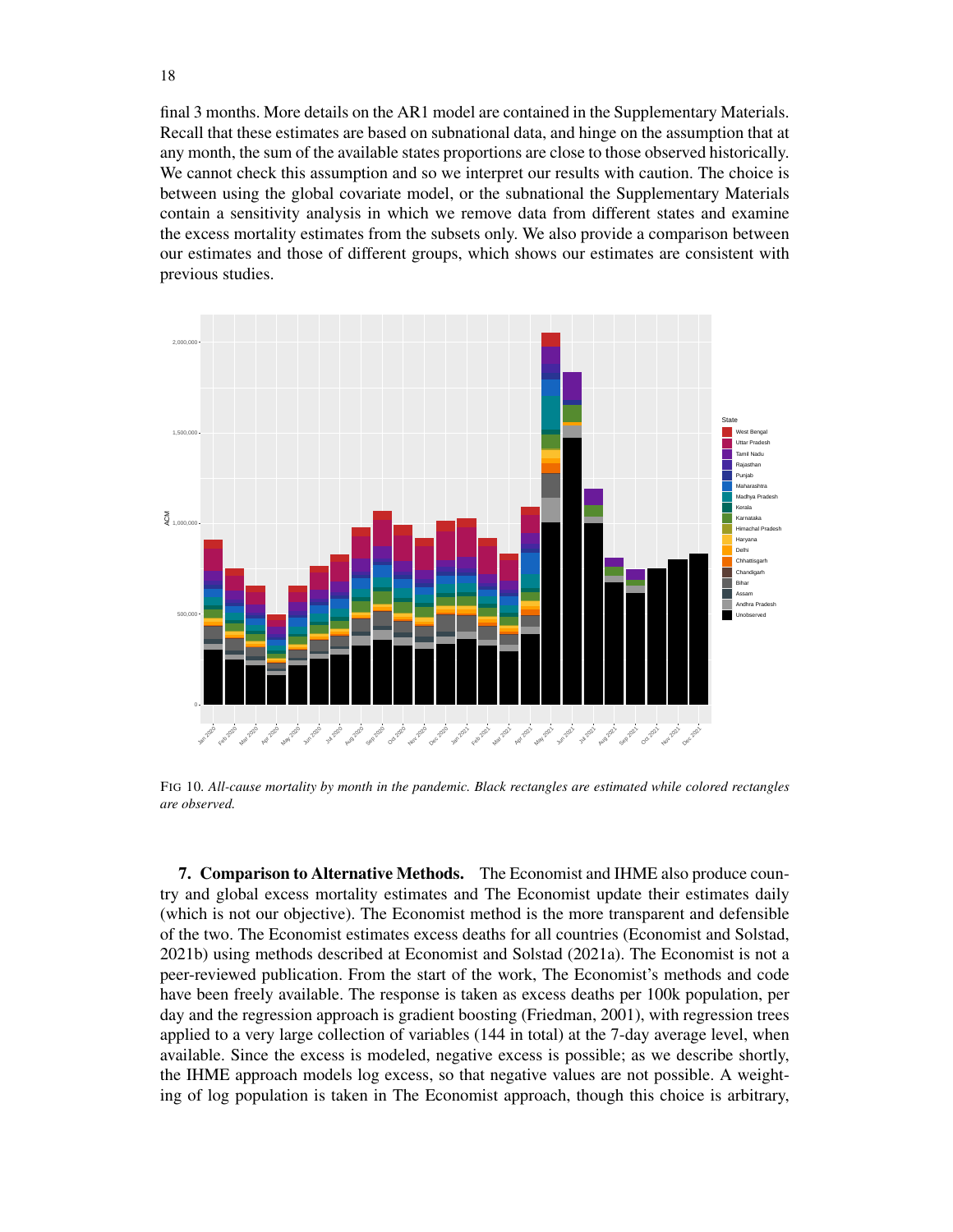final 3 months. More details on the AR1 model are contained in the Supplementary Materials. Recall that these estimates are based on subnational data, and hinge on the assumption that at any month, the sum of the available states proportions are close to those observed historically. We cannot check this assumption and so we interpret our results with caution. The choice is between using the global covariate model, or the subnational the Supplementary Materials contain a sensitivity analysis in which we remove data from different states and examine the excess mortality estimates from the subsets only. We also provide a comparison between our estimates and those of different groups, which shows our estimates are consistent with previous studies.

FIG 10. *All-cause mortality by month in the pandemic. Black rectangles are estimated while colored rectangles are observed.*

**7. Comparison to Alternative Methods.** The Economist and IHME also produce country and global excess mortality estimates and The Economist update their estimates daily (which is not our objective). The Economist method is the more transparent and defensible of the two. The Economist estimates excess deaths for all countries (Economist and Solstad, 2021b) using methods described at Economist and Solstad (2021a). The Economist is not a peer-reviewed publication. From the start of the work, The Economist's methods and code have been freely available. The response is taken as excess deaths per 100k population, per day and the regression approach is gradient boosting (Friedman, 2001), with regression trees applied to a very large collection of variables (144 in total) at the 7-day average level, when available. Since the excess is modeled, negative excess is possible; as we describe shortly, the IHME approach models log excess, so that negative values are not possible. A weighting of log population is taken in The Economist approach, though this choice is arbitrary,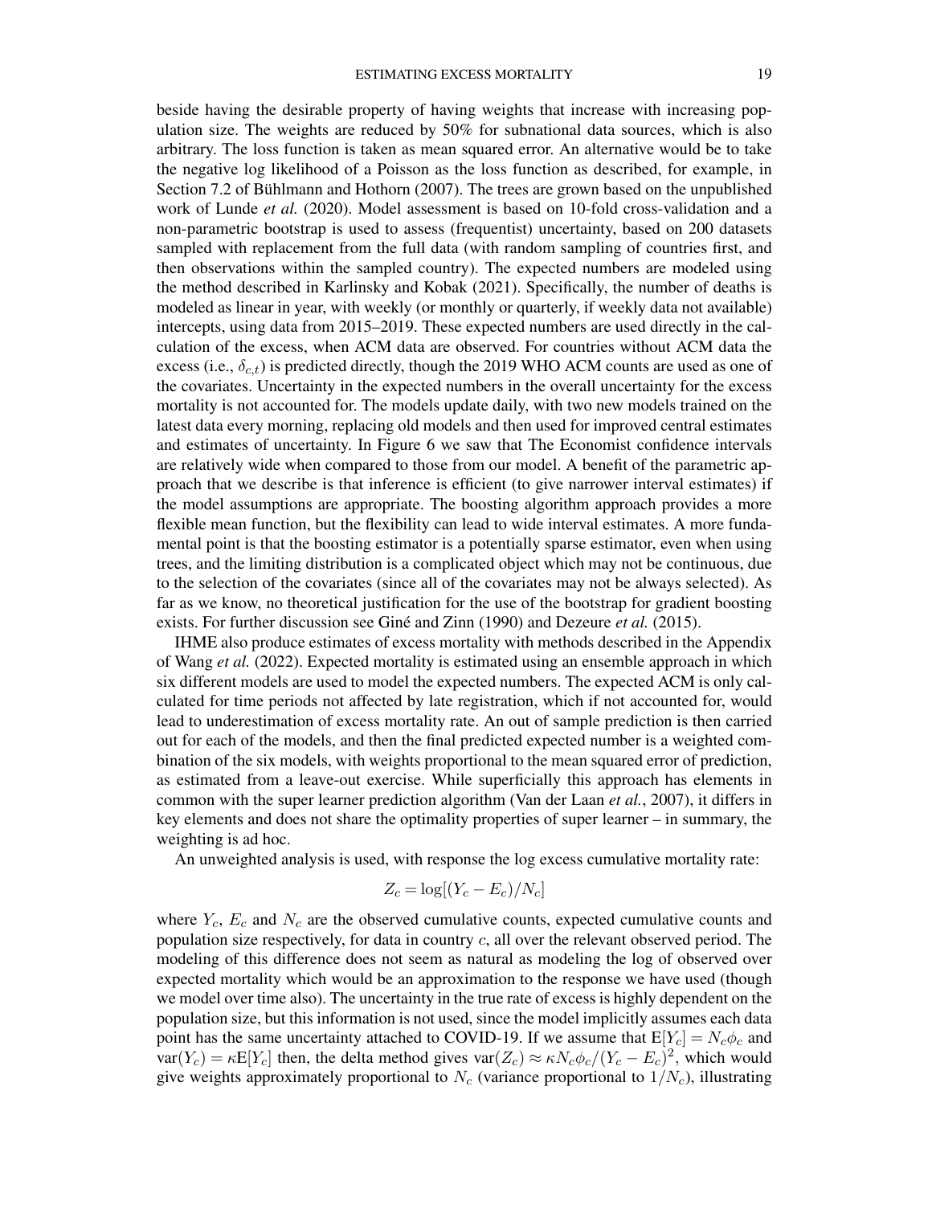beside having the desirable property of having weights that increase with increasing population size. The weights are reduced by 50% for subnational data sources, which is also arbitrary. The loss function is taken as mean squared error. An alternative would be to take the negative log likelihood of a Poisson as the loss function as described, for example, in Section 7.2 of Bühlmann and Hothorn (2007). The trees are grown based on the unpublished work of Lunde *et al.* (2020). Model assessment is based on 10-fold cross-validation and a non-parametric bootstrap is used to assess (frequentist) uncertainty, based on 200 datasets sampled with replacement from the full data (with random sampling of countries first, and then observations within the sampled country). The expected numbers are modeled using the method described in Karlinsky and Kobak (2021). Specifically, the number of deaths is modeled as linear in year, with weekly (or monthly or quarterly, if weekly data not available) intercepts, using data from 2015–2019. These expected numbers are used directly in the calculation of the excess, when ACM data are observed. For countries without ACM data the excess (i.e., $\delta_{c,t}$) is predicted directly, though the 2019 WHO ACM counts are used as one of the covariates. Uncertainty in the expected numbers in the overall uncertainty for the excess mortality is not accounted for. The models update daily, with two new models trained on the latest data every morning, replacing old models and then used for improved central estimates and estimates of uncertainty. In Figure 6 we saw that The Economist confidence intervals are relatively wide when compared to those from our model. A benefit of the parametric approach that we describe is that inference is efficient (to give narrower interval estimates) if the model assumptions are appropriate. The boosting algorithm approach provides a more flexible mean function, but the flexibility can lead to wide interval estimates. A more fundamental point is that the boosting estimator is a potentially sparse estimator, even when using trees, and the limiting distribution is a complicated object which may not be continuous, due to the selection of the covariates (since all of the covariates may not be always selected). As far as we know, no theoretical justification for the use of the bootstrap for gradient boosting exists. For further discussion see Giné and Zinn (1990) and Dezeure *et al.* (2015).

IHME also produce estimates of excess mortality with methods described in the Appendix of Wang *et al.* (2022). Expected mortality is estimated using an ensemble approach in which six different models are used to model the expected numbers. The expected ACM is only calculated for time periods not affected by late registration, which if not accounted for, would lead to underestimation of excess mortality rate. An out of sample prediction is then carried out for each of the models, and then the final predicted expected number is a weighted combination of the six models, with weights proportional to the mean squared error of prediction, as estimated from a leave-out exercise. While superficially this approach has elements in common with the super learner prediction algorithm (Van der Laan *et al.*, 2007), it differs in key elements and does not share the optimality properties of super learner – in summary, the weighting is ad hoc.

An unweighted analysis is used, with response the log excess cumulative mortality rate:

$$Z_c = \log[(Y_c - E_c)/N_c]$$

where $Y_c$, $E_c$ and $N_c$ are the observed cumulative counts, expected cumulative counts and population size respectively, for data in country $c$, all over the relevant observed period. The modeling of this difference does not seem as natural as modeling the log of observed over expected mortality which would be an approximation to the response we have used (though we model over time also). The uncertainty in the true rate of excess is highly dependent on the population size, but this information is not used, since the model implicitly assumes each data point has the same uncertainty attached to COVID-19. If we assume that $\mathrm{E}[Y_c] = N_c\phi_c$ and $\mathrm{var}(Y_c) = \kappa \mathrm{E}[Y_c]$ then, the delta method gives $\mathrm{var}(Z_c) \approx \kappa N_c \phi_c/(Y_c - E_c)^2$, which would give weights approximately proportional to $N_c$ (variance proportional to $1/N_c$), illustrating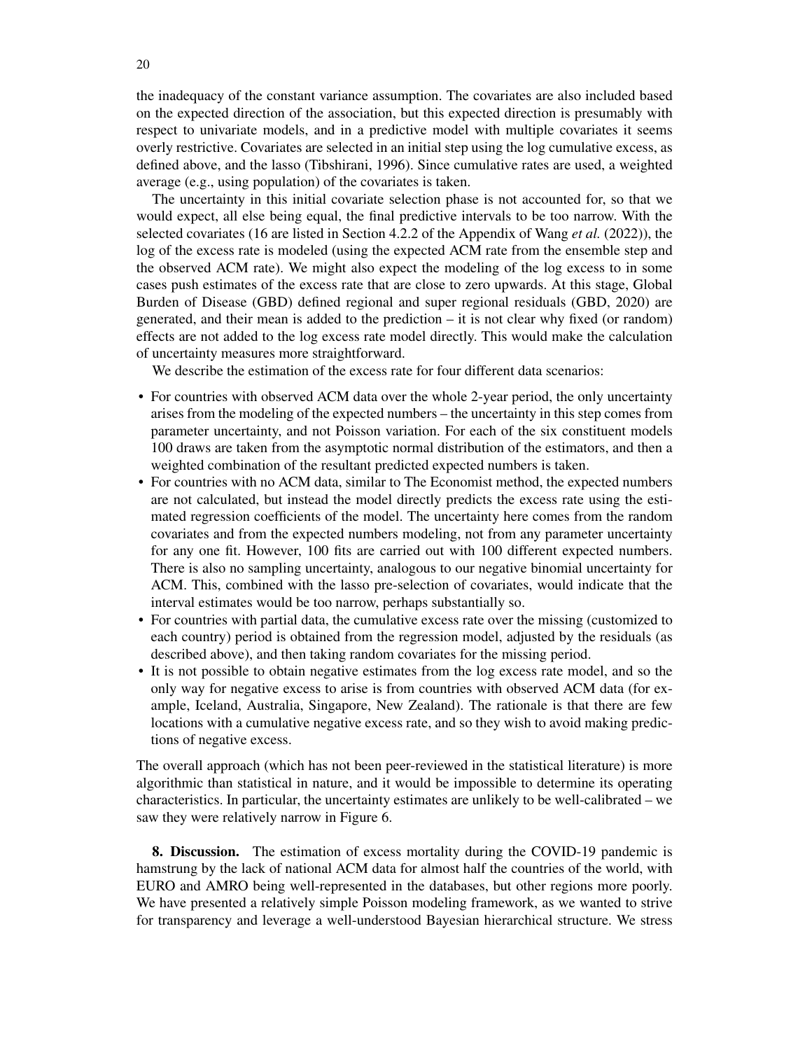the inadequacy of the constant variance assumption. The covariates are also included based on the expected direction of the association, but this expected direction is presumably with respect to univariate models, and in a predictive model with multiple covariates it seems overly restrictive. Covariates are selected in an initial step using the log cumulative excess, as defined above, and the lasso (Tibshirani, 1996). Since cumulative rates are used, a weighted average (e.g., using population) of the covariates is taken.

The uncertainty in this initial covariate selection phase is not accounted for, so that we would expect, all else being equal, the final predictive intervals to be too narrow. With the selected covariates (16 are listed in Section 4.2.2 of the Appendix of Wang *et al.* (2022)), the log of the excess rate is modeled (using the expected ACM rate from the ensemble step and the observed ACM rate). We might also expect the modeling of the log excess to in some cases push estimates of the excess rate that are close to zero upwards. At this stage, Global Burden of Disease (GBD) defined regional and super regional residuals (GBD, 2020) are generated, and their mean is added to the prediction – it is not clear why fixed (or random) effects are not added to the log excess rate model directly. This would make the calculation of uncertainty measures more straightforward.

We describe the estimation of the excess rate for four different data scenarios:

- For countries with observed ACM data over the whole 2-year period, the only uncertainty arises from the modeling of the expected numbers – the uncertainty in this step comes from parameter uncertainty, and not Poisson variation. For each of the six constituent models 100 draws are taken from the asymptotic normal distribution of the estimators, and then a weighted combination of the resultant predicted expected numbers is taken.
- For countries with no ACM data, similar to The Economist method, the expected numbers are not calculated, but instead the model directly predicts the excess rate using the estimated regression coefficients of the model. The uncertainty here comes from the random covariates and from the expected numbers modeling, not from any parameter uncertainty for any one fit. However, 100 fits are carried out with 100 different expected numbers. There is also no sampling uncertainty, analogous to our negative binomial uncertainty for ACM. This, combined with the lasso pre-selection of covariates, would indicate that the interval estimates would be too narrow, perhaps substantially so.
- For countries with partial data, the cumulative excess rate over the missing (customized to each country) period is obtained from the regression model, adjusted by the residuals (as described above), and then taking random covariates for the missing period.
- It is not possible to obtain negative estimates from the log excess rate model, and so the only way for negative excess to arise is from countries with observed ACM data (for example, Iceland, Australia, Singapore, New Zealand). The rationale is that there are few locations with a cumulative negative excess rate, and so they wish to avoid making predictions of negative excess.

The overall approach (which has not been peer-reviewed in the statistical literature) is more algorithmic than statistical in nature, and it would be impossible to determine its operating characteristics. In particular, the uncertainty estimates are unlikely to be well-calibrated – we saw they were relatively narrow in Figure 6.

**8. Discussion.** The estimation of excess mortality during the COVID-19 pandemic is hamstrung by the lack of national ACM data for almost half the countries of the world, with EURO and AMRO being well-represented in the databases, but other regions more poorly. We have presented a relatively simple Poisson modeling framework, as we wanted to strive for transparency and leverage a well-understood Bayesian hierarchical structure. We stress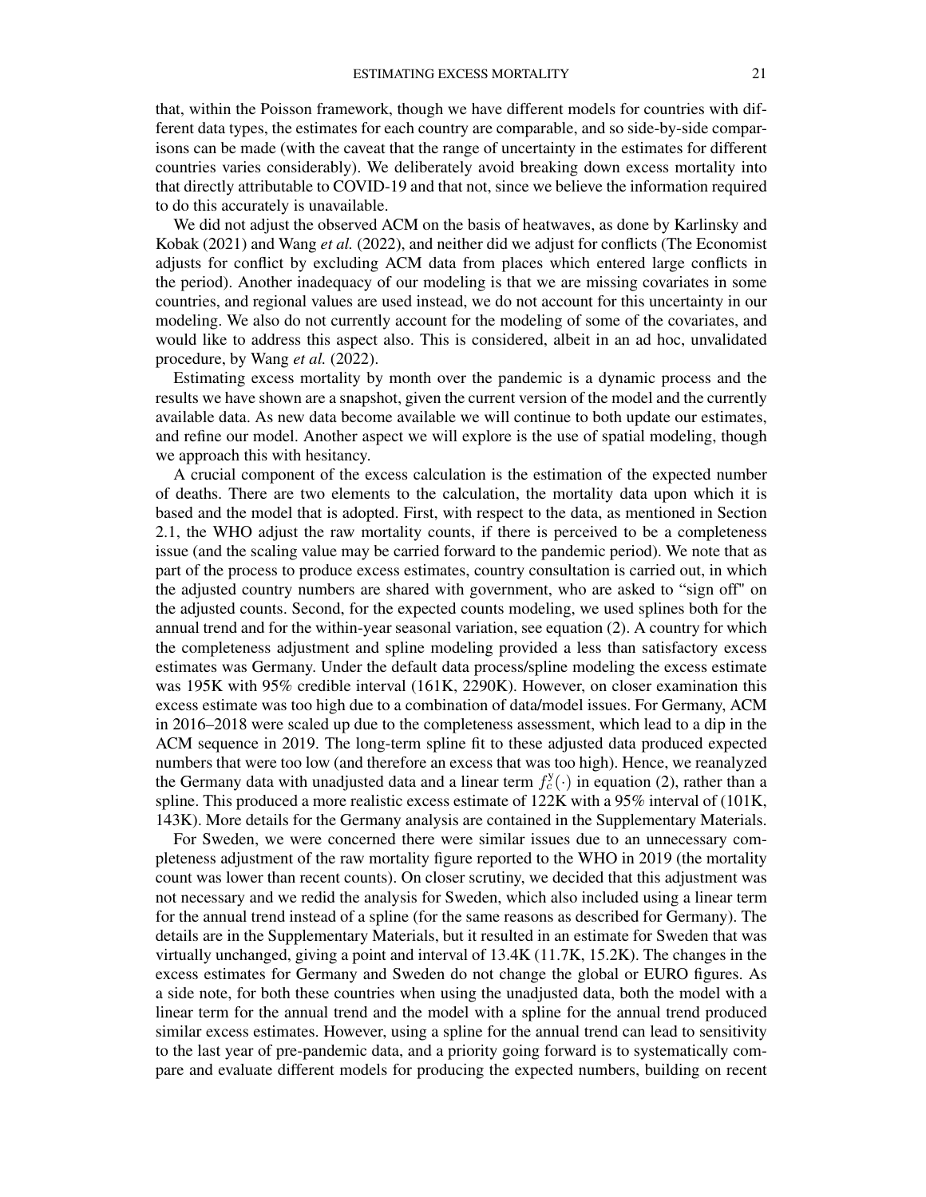that, within the Poisson framework, though we have different models for countries with different data types, the estimates for each country are comparable, and so side-by-side comparisons can be made (with the caveat that the range of uncertainty in the estimates for different countries varies considerably). We deliberately avoid breaking down excess mortality into that directly attributable to COVID-19 and that not, since we believe the information required to do this accurately is unavailable.

We did not adjust the observed ACM on the basis of heatwaves, as done by Karlinsky and Kobak (2021) and Wang *et al.* (2022), and neither did we adjust for conflicts (The Economist adjusts for conflict by excluding ACM data from places which entered large conflicts in the period). Another inadequacy of our modeling is that we are missing covariates in some countries, and regional values are used instead, we do not account for this uncertainty in our modeling. We also do not currently account for the modeling of some of the covariates, and would like to address this aspect also. This is considered, albeit in an ad hoc, unvalidated procedure, by Wang *et al.* (2022).

Estimating excess mortality by month over the pandemic is a dynamic process and the results we have shown are a snapshot, given the current version of the model and the currently available data. As new data become available we will continue to both update our estimates, and refine our model. Another aspect we will explore is the use of spatial modeling, though we approach this with hesitancy.

A crucial component of the excess calculation is the estimation of the expected number of deaths. There are two elements to the calculation, the mortality data upon which it is based and the model that is adopted. First, with respect to the data, as mentioned in Section 2.1, the WHO adjust the raw mortality counts, if there is perceived to be a completeness issue (and the scaling value may be carried forward to the pandemic period). We note that as part of the process to produce excess estimates, country consultation is carried out, in which the adjusted country numbers are shared with government, who are asked to "sign off" on the adjusted counts. Second, for the expected counts modeling, we used splines both for the annual trend and for the within-year seasonal variation, see equation (2). A country for which the completeness adjustment and spline modeling provided a less than satisfactory excess estimates was Germany. Under the default data process/spline modeling the excess estimate was 195K with 95% credible interval (161K, 2290K). However, on closer examination this excess estimate was too high due to a combination of data/model issues. For Germany, ACM in 2016–2018 were scaled up due to the completeness assessment, which lead to a dip in the ACM sequence in 2019. The long-term spline fit to these adjusted data produced expected numbers that were too low (and therefore an excess that was too high). Hence, we reanalyzed the Germany data with unadjusted data and a linear term $f_c^y(\cdot)$ in equation (2), rather than a spline. This produced a more realistic excess estimate of 122K with a 95% interval of (101K, 143K). More details for the Germany analysis are contained in the Supplementary Materials.

For Sweden, we were concerned there were similar issues due to an unnecessary completeness adjustment of the raw mortality figure reported to the WHO in 2019 (the mortality count was lower than recent counts). On closer scrutiny, we decided that this adjustment was not necessary and we redid the analysis for Sweden, which also included using a linear term for the annual trend instead of a spline (for the same reasons as described for Germany). The details are in the Supplementary Materials, but it resulted in an estimate for Sweden that was virtually unchanged, giving a point and interval of 13.4K (11.7K, 15.2K). The changes in the excess estimates for Germany and Sweden do not change the global or EURO figures. As a side note, for both these countries when using the unadjusted data, both the model with a linear term for the annual trend and the model with a spline for the annual trend produced similar excess estimates. However, using a spline for the annual trend can lead to sensitivity to the last year of pre-pandemic data, and a priority going forward is to systematically compare and evaluate different models for producing the expected numbers, building on recent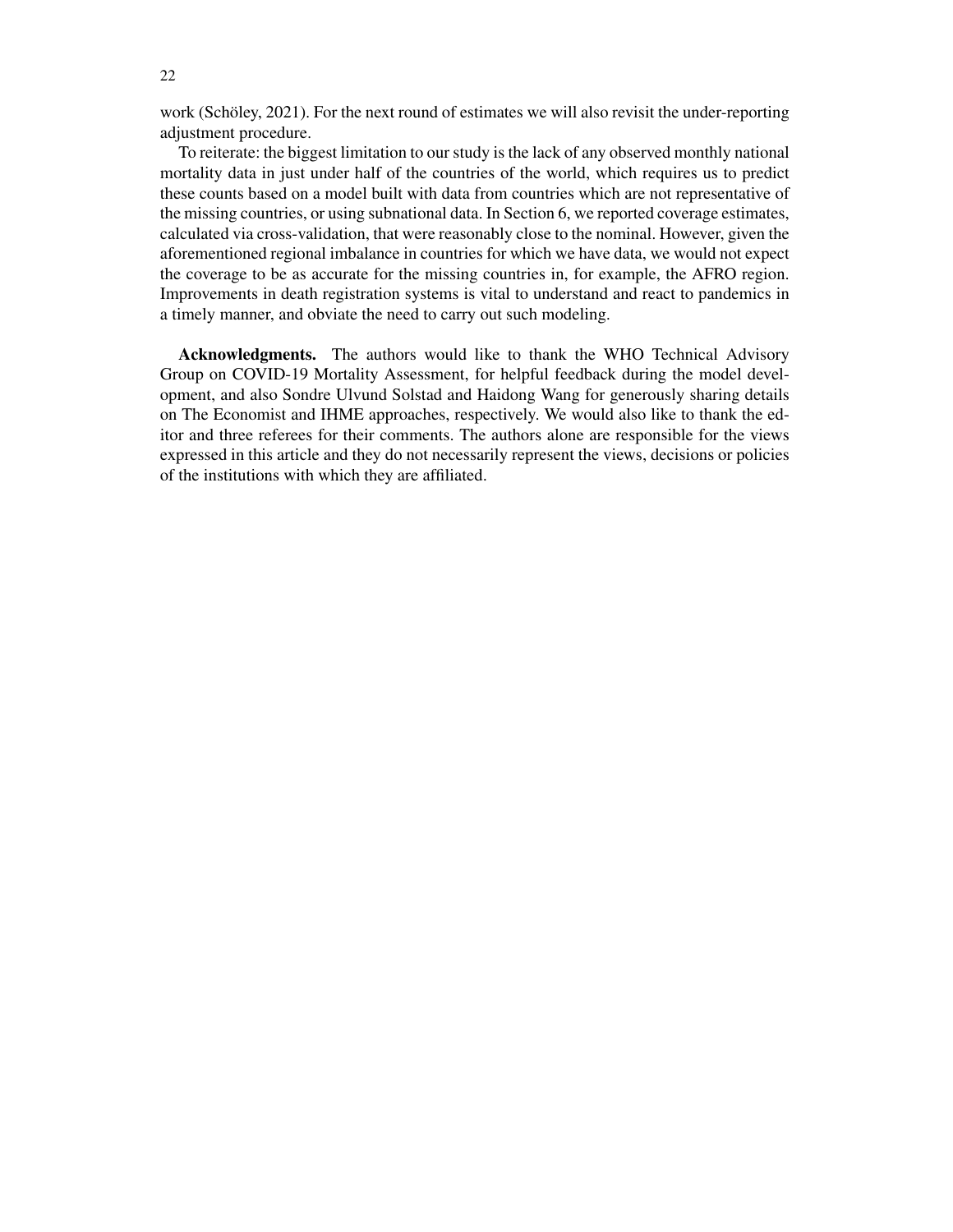work (Schöley, 2021). For the next round of estimates we will also revisit the under-reporting adjustment procedure.

To reiterate: the biggest limitation to our study is the lack of any observed monthly national mortality data in just under half of the countries of the world, which requires us to predict these counts based on a model built with data from countries which are not representative of the missing countries, or using subnational data. In Section 6, we reported coverage estimates, calculated via cross-validation, that were reasonably close to the nominal. However, given the aforementioned regional imbalance in countries for which we have data, we would not expect the coverage to be as accurate for the missing countries in, for example, the AFRO region. Improvements in death registration systems is vital to understand and react to pandemics in a timely manner, and obviate the need to carry out such modeling.

**Acknowledgments.** The authors would like to thank the WHO Technical Advisory Group on COVID-19 Mortality Assessment, for helpful feedback during the model development, and also Sondre Ulvund Solstad and Haidong Wang for generously sharing details on The Economist and IHME approaches, respectively. We would also like to thank the editor and three referees for their comments. The authors alone are responsible for the views expressed in this article and they do not necessarily represent the views, decisions or policies of the institutions with which they are affiliated.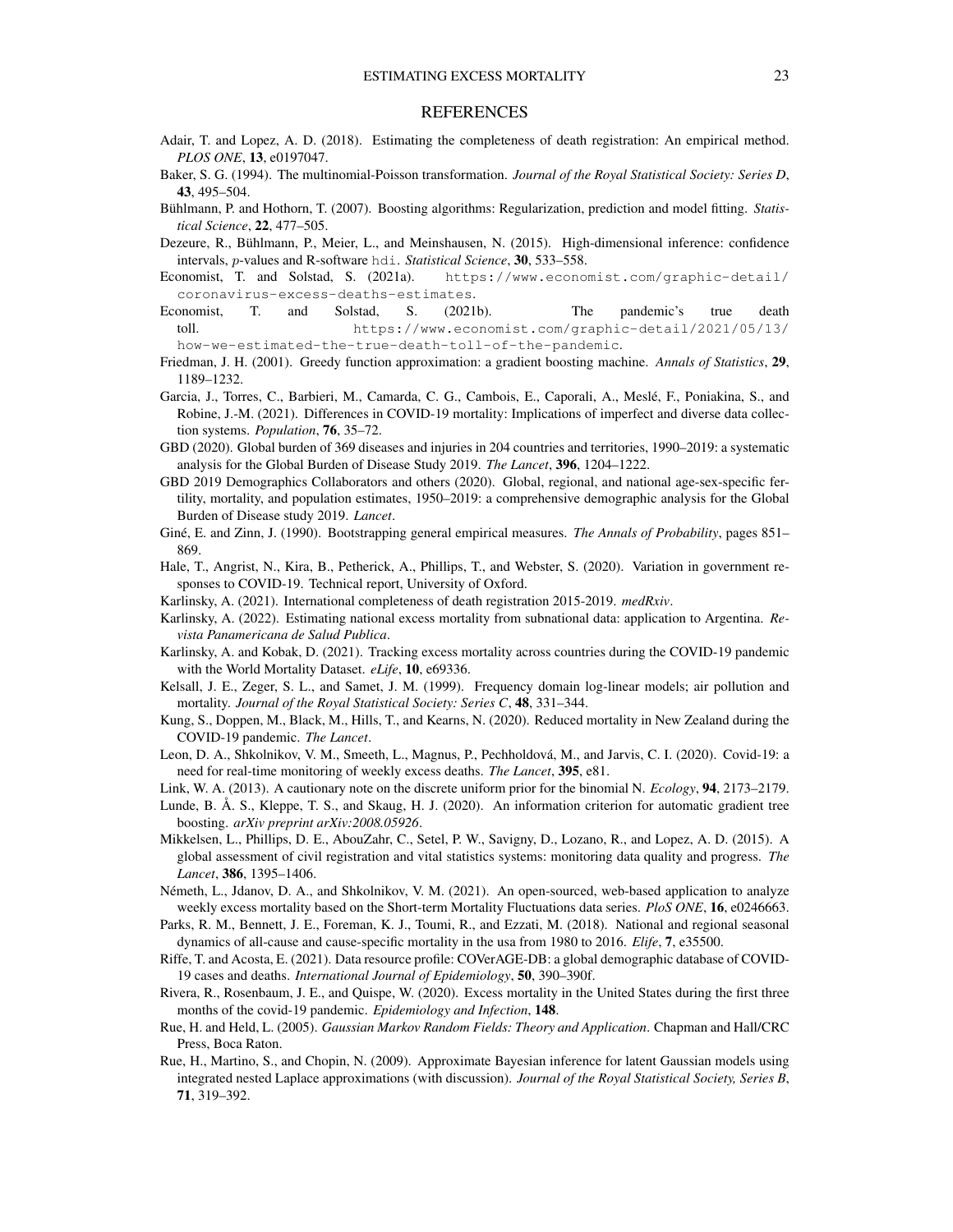## REFERENCES

Adair, T. and Lopez, A. D. (2018). Estimating the completeness of death registration: An empirical method. *PLOS ONE*, **13**, e0197047.

Baker, S. G. (1994). The multinomial-Poisson transformation. *Journal of the Royal Statistical Society: Series D*, **43**, 495–504.

Bühlmann, P. and Hothorn, T. (2007). Boosting algorithms: Regularization, prediction and model fitting. *Statistical Science*, **22**, 477–505.

Dezeure, R., Bühlmann, P., Meier, L., and Meinshausen, N. (2015). High-dimensional inference: confidence intervals, $p$-values and R-software `hdi`. *Statistical Science*, **30**, 533–558.

Economist, T. and Solstad, S. (2021a). `https://www.economist.com/graphic-detail/coronavirus-excess-deaths-estimates`.

Economist, T. and Solstad, S. (2021b). The pandemic's true death toll. `https://www.economist.com/graphic-detail/2021/05/13/how-we-estimated-the-true-death-toll-of-the-pandemic`.

Friedman, J. H. (2001). Greedy function approximation: a gradient boosting machine. *Annals of Statistics*, **29**, 1189–1232.

Garcia, J., Torres, C., Barbieri, M., Camarda, C. G., Cambois, E., Caporali, A., Meslé, F., Poniakina, S., and Robine, J.-M. (2021). Differences in COVID-19 mortality: Implications of imperfect and diverse data collection systems. *Population*, **76**, 35–72.

GBD (2020). Global burden of 369 diseases and injuries in 204 countries and territories, 1990–2019: a systematic analysis for the Global Burden of Disease Study 2019. *The Lancet*, **396**, 1204–1222.

GBD 2019 Demographics Collaborators and others (2020). Global, regional, and national age-sex-specific fertility, mortality, and population estimates, 1950–2019: a comprehensive demographic analysis for the Global Burden of Disease study 2019. *Lancet*.

Giné, E. and Zinn, J. (1990). Bootstrapping general empirical measures. *The Annals of Probability*, pages 851–869.

Hale, T., Angrist, N., Kira, B., Petherick, A., Phillips, T., and Webster, S. (2020). Variation in government responses to COVID-19. Technical report, University of Oxford.

Karlinsky, A. (2021). International completeness of death registration 2015-2019. *medRxiv*.

Karlinsky, A. (2022). Estimating national excess mortality from subnational data: application to Argentina. *Revista Panamericana de Salud Publica*.

Karlinsky, A. and Kobak, D. (2021). Tracking excess mortality across countries during the COVID-19 pandemic with the World Mortality Dataset. *eLife*, **10**, e69336.

Kelsall, J. E., Zeger, S. L., and Samet, J. M. (1999). Frequency domain log-linear models; air pollution and mortality. *Journal of the Royal Statistical Society: Series C*, **48**, 331–344.

Kung, S., Doppen, M., Black, M., Hills, T., and Kearns, N. (2020). Reduced mortality in New Zealand during the COVID-19 pandemic. *The Lancet*.

Leon, D. A., Shkolnikov, V. M., Smeeth, L., Magnus, P., Pechholdová, M., and Jarvis, C. I. (2020). Covid-19: a need for real-time monitoring of weekly excess deaths. *The Lancet*, **395**, e81.

Link, W. A. (2013). A cautionary note on the discrete uniform prior for the binomial N. *Ecology*, **94**, 2173–2179.

Lunde, B. Å. S., Kleppe, T. S., and Skaug, H. J. (2020). An information criterion for automatic gradient tree boosting. *arXiv preprint arXiv:2008.05926*.

Mikkelsen, L., Phillips, D. E., AbouZahr, C., Setel, P. W., Savigny, D., Lozano, R., and Lopez, A. D. (2015). A global assessment of civil registration and vital statistics systems: monitoring data quality and progress. *The Lancet*, **386**, 1395–1406.

Németh, L., Jdanov, D. A., and Shkolnikov, V. M. (2021). An open-sourced, web-based application to analyze weekly excess mortality based on the Short-term Mortality Fluctuations data series. *PloS ONE*, **16**, e0246663.

Parks, R. M., Bennett, J. E., Foreman, K. J., Toumi, R., and Ezzati, M. (2018). National and regional seasonal dynamics of all-cause and cause-specific mortality in the usa from 1980 to 2016. *Elife*, **7**, e35500.

Riffe, T. and Acosta, E. (2021). Data resource profile: COVerAGE-DB: a global demographic database of COVID-19 cases and deaths. *International Journal of Epidemiology*, **50**, 390–390f.

Rivera, R., Rosenbaum, J. E., and Quispe, W. (2020). Excess mortality in the United States during the first three months of the covid-19 pandemic. *Epidemiology and Infection*, **148**.

Rue, H. and Held, L. (2005). *Gaussian Markov Random Fields: Theory and Application*. Chapman and Hall/CRC Press, Boca Raton.

Rue, H., Martino, S., and Chopin, N. (2009). Approximate Bayesian inference for latent Gaussian models using integrated nested Laplace approximations (with discussion). *Journal of the Royal Statistical Society, Series B*, **71**, 319–392.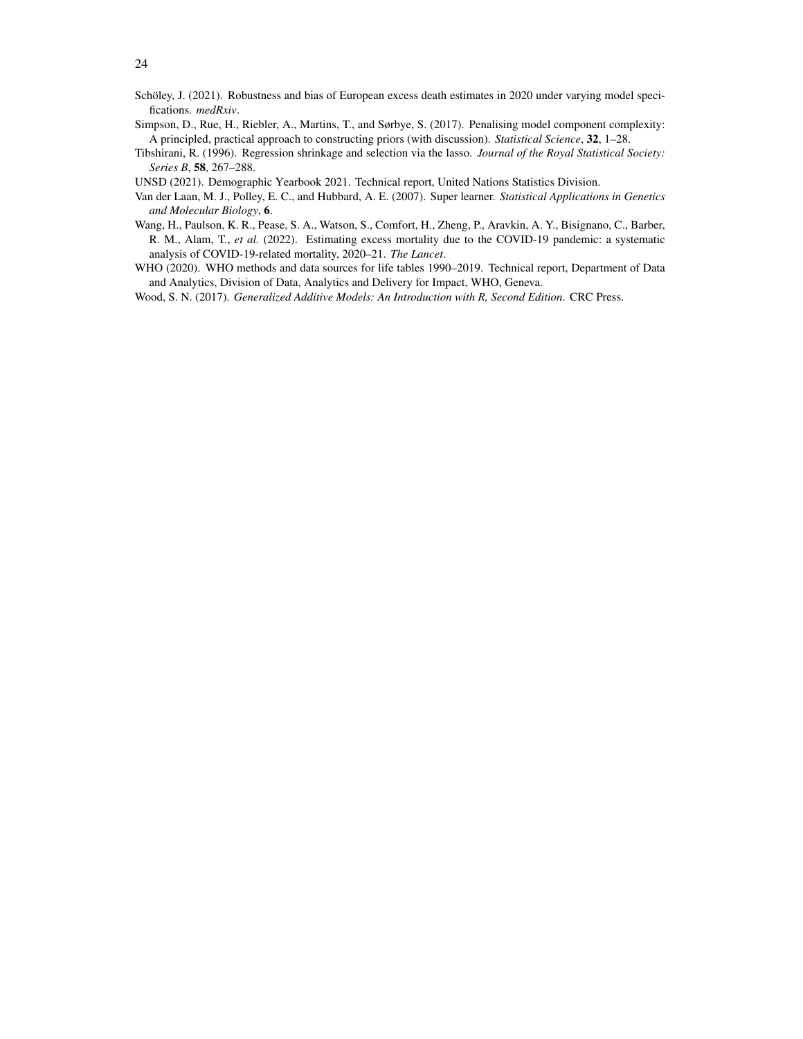Schöley, J. (2021). Robustness and bias of European excess death estimates in 2020 under varying model specifications. *medRxiv*.

Simpson, D., Rue, H., Riebler, A., Martins, T., and Sørbye, S. (2017). Penalising model component complexity: A principled, practical approach to constructing priors (with discussion). *Statistical Science*, **32**, 1–28.

Tibshirani, R. (1996). Regression shrinkage and selection via the lasso. *Journal of the Royal Statistical Society: Series B*, **58**, 267–288.

UNSD (2021). Demographic Yearbook 2021. Technical report, United Nations Statistics Division.

Van der Laan, M. J., Polley, E. C., and Hubbard, A. E. (2007). Super learner. *Statistical Applications in Genetics and Molecular Biology*, **6**.

Wang, H., Paulson, K. R., Pease, S. A., Watson, S., Comfort, H., Zheng, P., Aravkin, A. Y., Bisignano, C., Barber, R. M., Alam, T., *et al.* (2022). Estimating excess mortality due to the COVID-19 pandemic: a systematic analysis of COVID-19-related mortality, 2020–21. *The Lancet*.

WHO (2020). WHO methods and data sources for life tables 1990–2019. Technical report, Department of Data and Analytics, Division of Data, Analytics and Delivery for Impact, WHO, Geneva.

Wood, S. N. (2017). *Generalized Additive Models: An Introduction with R, Second Edition*. CRC Press.